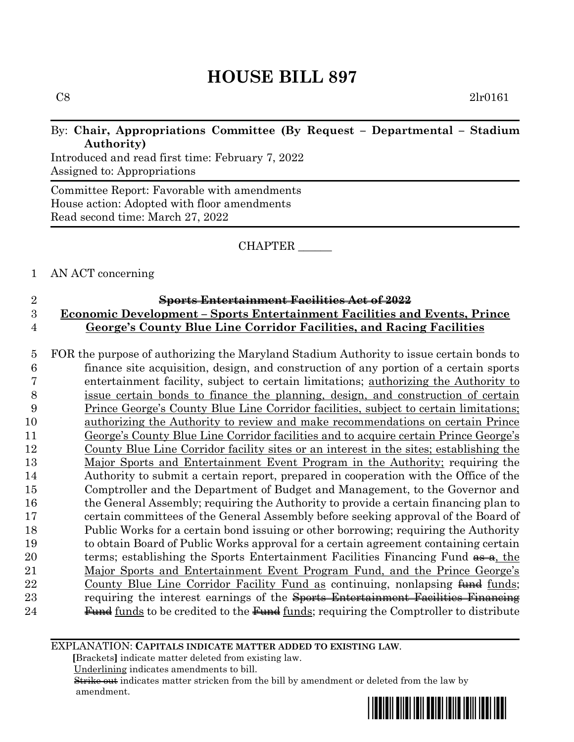# HOUSE BILL 897

C8 2lr0161

By: **Chair, Appropriations Committee (By Request – Departmental – Stadium Authority)**
Introduced and read first time: February 7, 2022
Assigned to: Appropriations

Committee Report: Favorable with amendments
House action: Adopted with floor amendments
Read second time: March 27, 2022

CHAPTER ______

1 AN ACT concerning

2 ~~**Sports Entertainment Facilities Act of 2022**~~
3 **Economic Development – Sports Entertainment Facilities and Events, Prince**
4 **George's County Blue Line Corridor Facilities, and Racing Facilities**

5 FOR the purpose of authorizing the Maryland Stadium Authority to issue certain bonds to
6 finance site acquisition, design, and construction of any portion of a certain sports
7 entertainment facility, subject to certain limitations; authorizing the Authority to
8 issue certain bonds to finance the planning, design, and construction of certain
9 Prince George's County Blue Line Corridor facilities, subject to certain limitations;
10 authorizing the Authority to review and make recommendations on certain Prince
11 George's County Blue Line Corridor facilities and to acquire certain Prince George's
12 County Blue Line Corridor facility sites or an interest in the sites; establishing the
13 Major Sports and Entertainment Event Program in the Authority; requiring the
14 Authority to submit a certain report, prepared in cooperation with the Office of the
15 Comptroller and the Department of Budget and Management, to the Governor and
16 the General Assembly; requiring the Authority to provide a certain financing plan to
17 certain committees of the General Assembly before seeking approval of the Board of
18 Public Works for a certain bond issuing or other borrowing; requiring the Authority
19 to obtain Board of Public Works approval for a certain agreement containing certain
20 terms; establishing the Sports Entertainment Facilities Financing Fund ~~as a~~, the
21 Major Sports and Entertainment Event Program Fund, and the Prince George's
22 County Blue Line Corridor Facility Fund as continuing, nonlapsing ~~fund~~ funds;
23 requiring the interest earnings of the ~~Sports Entertainment Facilities Financing~~
24 ~~Fund~~ funds to be credited to the ~~Fund~~ funds; requiring the Comptroller to distribute

EXPLANATION: **CAPITALS INDICATE MATTER ADDED TO EXISTING LAW.**
**[**Brackets**]** indicate matter deleted from existing law.
Underlining indicates amendments to bill.
~~Strike out~~ indicates matter stricken from the bill by amendment or deleted from the law by amendment.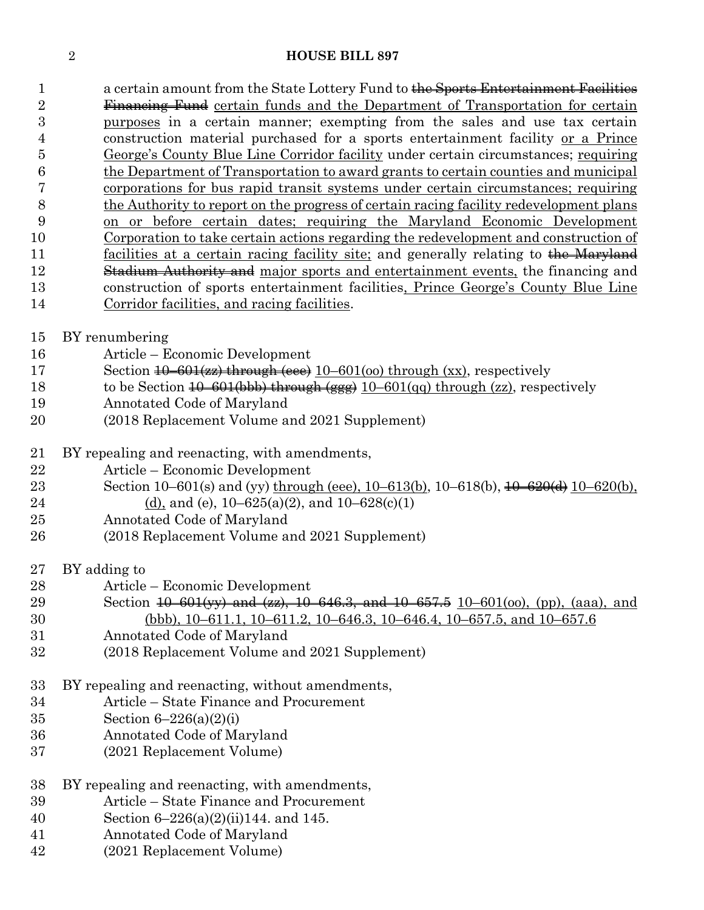a certain amount from the State Lottery Fund to ~~the Sports Entertainment Facilities Financing Fund~~ <u>certain funds and the Department of Transportation for certain purposes</u> in a certain manner; exempting from the sales and use tax certain construction material purchased for a sports entertainment facility <u>or a Prince George's County Blue Line Corridor facility</u> under certain circumstances; <u>requiring the Department of Transportation to award grants to certain counties and municipal corporations for bus rapid transit systems under certain circumstances; requiring the Authority to report on the progress of certain racing facility redevelopment plans on or before certain dates; requiring the Maryland Economic Development Corporation to take certain actions regarding the redevelopment and construction of facilities at a certain racing facility site;</u> and generally relating to ~~the Maryland Stadium Authority and~~ <u>major sports and entertainment events,</u> the financing and construction of sports entertainment facilities<u>, Prince George's County Blue Line Corridor facilities, and racing facilities</u>.

BY renumbering

Article – Economic Development

Section ~~10–601(zz) through (eee)~~ <u>10–601(oo) through (xx)</u>, respectively

to be Section ~~10–601(bbb) through (ggg)~~ <u>10–601(qq) through (zz)</u>, respectively

Annotated Code of Maryland

(2018 Replacement Volume and 2021 Supplement)

BY repealing and reenacting, with amendments,

Article – Economic Development

Section 10–601(s) and (yy) <u>through (eee), 10–613(b)</u>, 10–618(b), ~~10–620(d)~~ <u>10–620(b), (d),</u> and (e), 10–625(a)(2), and 10–628(c)(1)

Annotated Code of Maryland

(2018 Replacement Volume and 2021 Supplement)

BY adding to

Article – Economic Development

Section ~~10–601(yy) and (zz), 10–646.3, and 10–657.5~~ <u>10–601(oo), (pp), (aaa), and (bbb), 10–611.1, 10–611.2, 10–646.3, 10–646.4, 10–657.5, and 10–657.6</u>

Annotated Code of Maryland

(2018 Replacement Volume and 2021 Supplement)

BY repealing and reenacting, without amendments,

Article – State Finance and Procurement

Section 6–226(a)(2)(i)

Annotated Code of Maryland

(2021 Replacement Volume)

BY repealing and reenacting, with amendments,

Article – State Finance and Procurement

Section 6–226(a)(2)(ii)144. and 145.

Annotated Code of Maryland

(2021 Replacement Volume)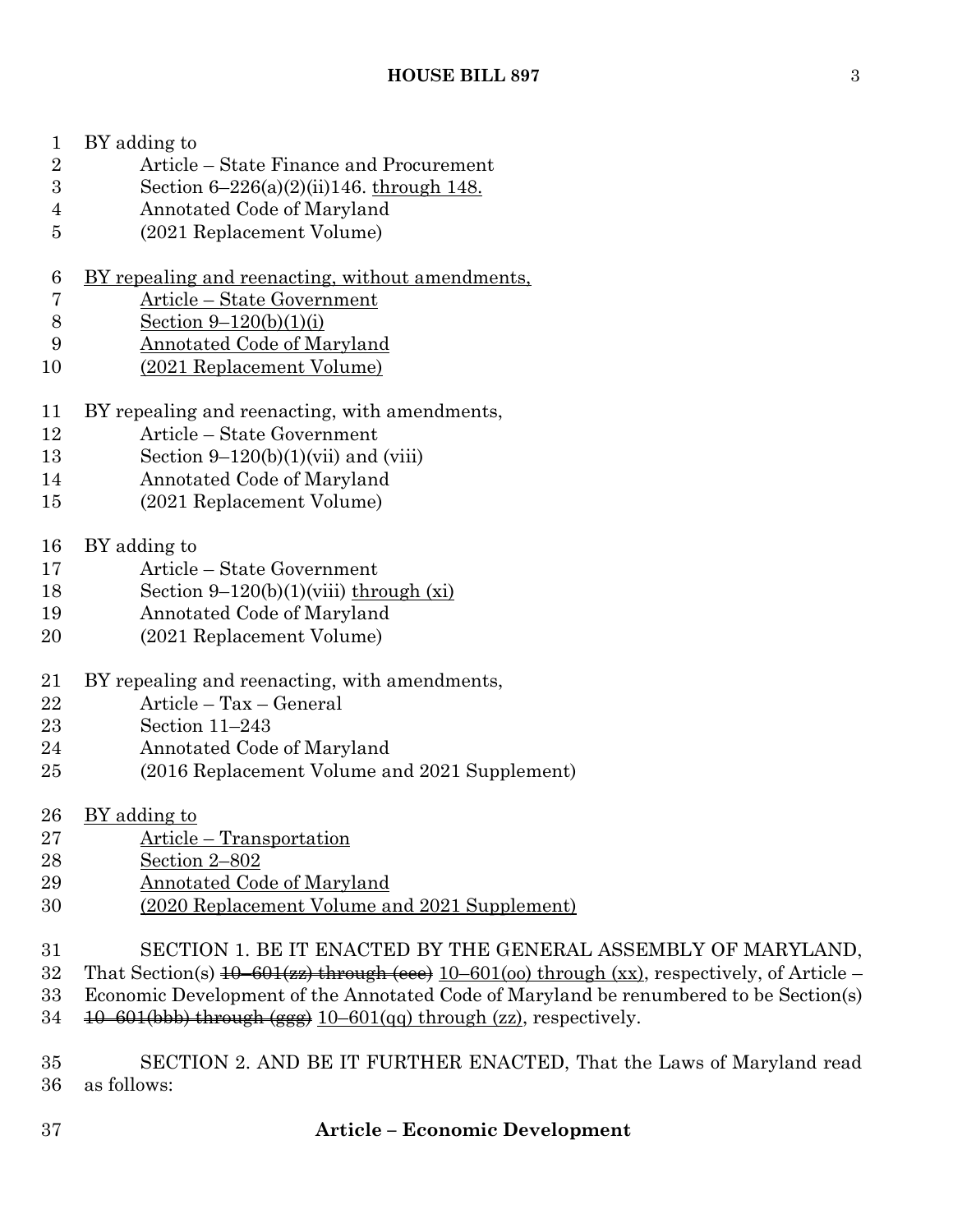BY adding to

Article – State Finance and Procurement

Section 6–226(a)(2)(ii)146. <u>through 148.</u>

Annotated Code of Maryland

(2021 Replacement Volume)

<u>BY repealing and reenacting, without amendments,</u>

<u>Article – State Government</u>

<u>Section 9–120(b)(1)(i)</u>

<u>Annotated Code of Maryland</u>

<u>(2021 Replacement Volume)</u>

BY repealing and reenacting, with amendments,

Article – State Government

Section 9–120(b)(1)(vii) and (viii)

Annotated Code of Maryland

(2021 Replacement Volume)

BY adding to

Article – State Government

Section 9–120(b)(1)(viii) <u>through (xi)</u>

Annotated Code of Maryland

(2021 Replacement Volume)

BY repealing and reenacting, with amendments,

Article – Tax – General

Section 11–243

Annotated Code of Maryland

(2016 Replacement Volume and 2021 Supplement)

<u>BY adding to</u>

<u>Article – Transportation</u>

<u>Section 2–802</u>

<u>Annotated Code of Maryland</u>

<u>(2020 Replacement Volume and 2021 Supplement)</u>

SECTION 1. BE IT ENACTED BY THE GENERAL ASSEMBLY OF MARYLAND, That Section(s) ~~10–601(zz) through (eee)~~ <u>10–601(oo) through (xx)</u>, respectively, of Article – Economic Development of the Annotated Code of Maryland be renumbered to be Section(s) ~~10–601(bbb) through (ggg)~~ <u>10–601(qq) through (zz)</u>, respectively.

SECTION 2. AND BE IT FURTHER ENACTED, That the Laws of Maryland read as follows:

**Article – Economic Development**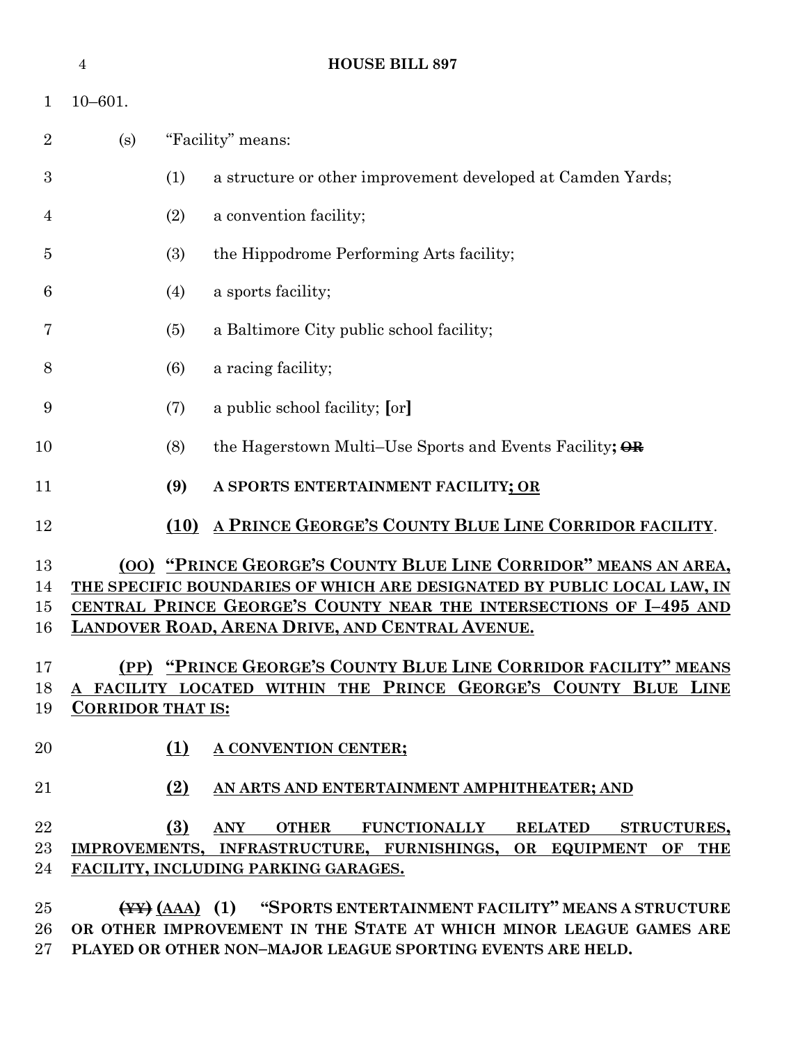10–601.

(s) "Facility" means:

(1) a structure or other improvement developed at Camden Yards;

(2) a convention facility;

(3) the Hippodrome Performing Arts facility;

(4) a sports facility;

(5) a Baltimore City public school facility;

(6) a racing facility;

(7) a public school facility; [or]

(8) the Hagerstown Multi–Use Sports and Events Facility**;** ~~OR~~

**(9) A SPORTS ENTERTAINMENT FACILITY**<u>**; OR**</u>

<u>**(10) A PRINCE GEORGE'S COUNTY BLUE LINE CORRIDOR FACILITY**</u>.

<u>**(OO) "PRINCE GEORGE'S COUNTY BLUE LINE CORRIDOR" MEANS AN AREA, THE SPECIFIC BOUNDARIES OF WHICH ARE DESIGNATED BY PUBLIC LOCAL LAW, IN CENTRAL PRINCE GEORGE'S COUNTY NEAR THE INTERSECTIONS OF I–495 AND LANDOVER ROAD, ARENA DRIVE, AND CENTRAL AVENUE.**</u>

<u>**(PP) "PRINCE GEORGE'S COUNTY BLUE LINE CORRIDOR FACILITY" MEANS A FACILITY LOCATED WITHIN THE PRINCE GEORGE'S COUNTY BLUE LINE CORRIDOR THAT IS:**</u>

<u>**(1) A CONVENTION CENTER;**</u>

<u>**(2) AN ARTS AND ENTERTAINMENT AMPHITHEATER; AND**</u>

<u>**(3) ANY OTHER FUNCTIONALLY RELATED STRUCTURES, IMPROVEMENTS, INFRASTRUCTURE, FURNISHINGS, OR EQUIPMENT OF THE FACILITY, INCLUDING PARKING GARAGES.**</u>

~~**(YY)**~~ <u>**(AAA)**</u> **(1) "SPORTS ENTERTAINMENT FACILITY" MEANS A STRUCTURE OR OTHER IMPROVEMENT IN THE STATE AT WHICH MINOR LEAGUE GAMES ARE PLAYED OR OTHER NON–MAJOR LEAGUE SPORTING EVENTS ARE HELD.**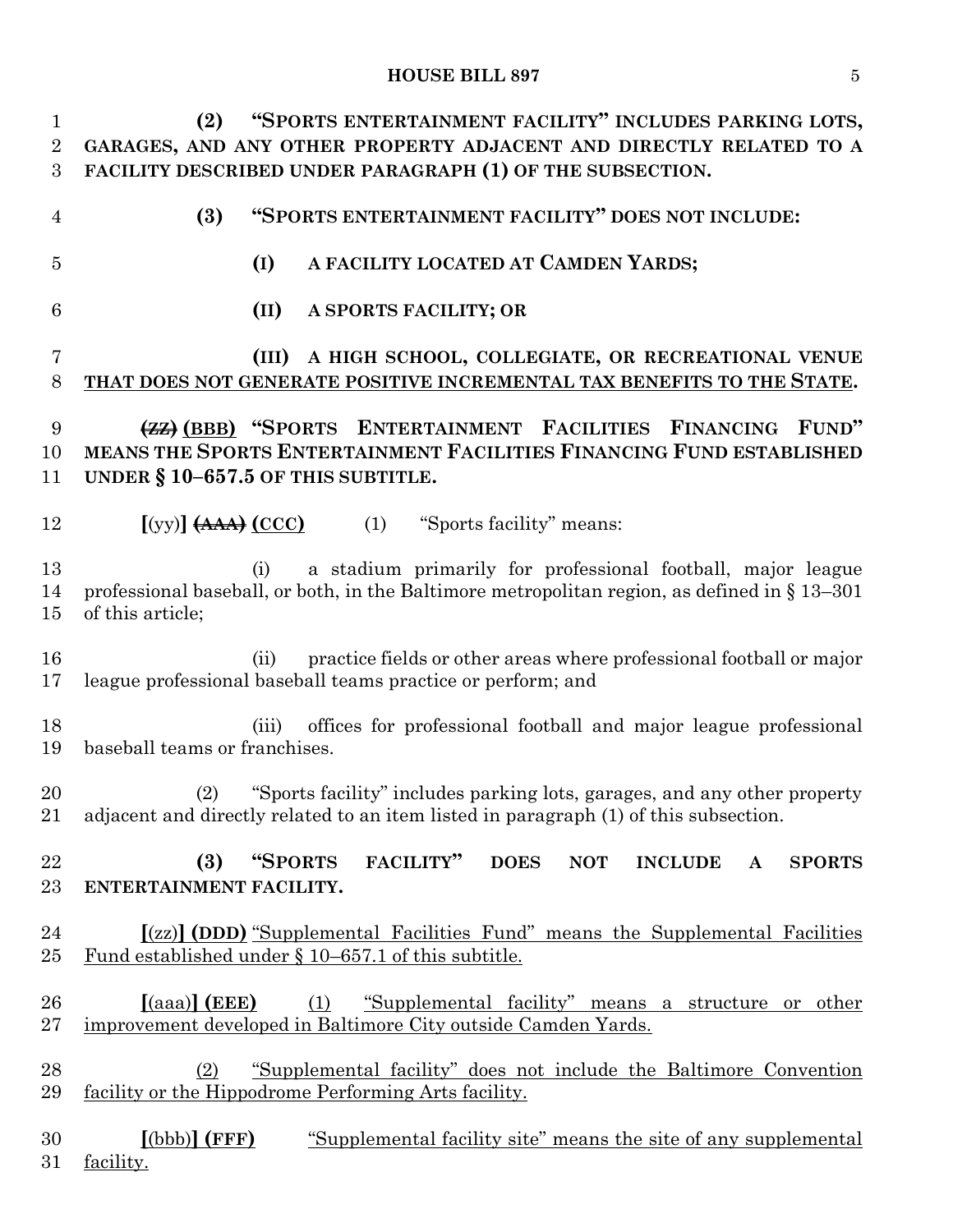**(2) "SPORTS ENTERTAINMENT FACILITY" INCLUDES PARKING LOTS, GARAGES, AND ANY OTHER PROPERTY ADJACENT AND DIRECTLY RELATED TO A FACILITY DESCRIBED UNDER PARAGRAPH (1) OF THE SUBSECTION.**

**(3) "SPORTS ENTERTAINMENT FACILITY" DOES NOT INCLUDE:**

**(I) A FACILITY LOCATED AT CAMDEN YARDS;**

**(II) A SPORTS FACILITY; OR**

**(III) A HIGH SCHOOL, COLLEGIATE, OR RECREATIONAL VENUE THAT DOES NOT GENERATE POSITIVE INCREMENTAL TAX BENEFITS TO THE STATE.**

~~**(ZZ)**~~ **(BBB) "SPORTS ENTERTAINMENT FACILITIES FINANCING FUND" MEANS THE SPORTS ENTERTAINMENT FACILITIES FINANCING FUND ESTABLISHED UNDER § 10–657.5 OF THIS SUBTITLE.**

[(yy)] ~~**(AAA)**~~ **(CCC)** (1) "Sports facility" means:

(i) a stadium primarily for professional football, major league professional baseball, or both, in the Baltimore metropolitan region, as defined in § 13–301 of this article;

(ii) practice fields or other areas where professional football or major league professional baseball teams practice or perform; and

(iii) offices for professional football and major league professional baseball teams or franchises.

(2) "Sports facility" includes parking lots, garages, and any other property adjacent and directly related to an item listed in paragraph (1) of this subsection.

**(3) "SPORTS FACILITY" DOES NOT INCLUDE A SPORTS ENTERTAINMENT FACILITY.**

[(zz)] **(DDD)** "Supplemental Facilities Fund" means the Supplemental Facilities Fund established under § 10–657.1 of this subtitle.

[(aaa)] **(EEE)** (1) "Supplemental facility" means a structure or other improvement developed in Baltimore City outside Camden Yards.

(2) "Supplemental facility" does not include the Baltimore Convention facility or the Hippodrome Performing Arts facility.

[(bbb)] **(FFF)** "Supplemental facility site" means the site of any supplemental facility.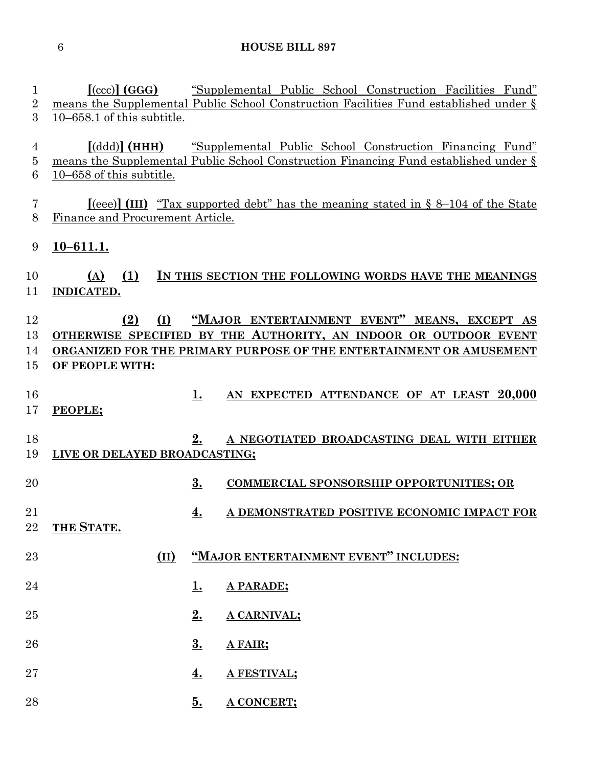**[**(ccc)**] (GGG)** "Supplemental Public School Construction Facilities Fund" means the Supplemental Public School Construction Facilities Fund established under § 10–658.1 of this subtitle.

**[**(ddd)**] (HHH)** "Supplemental Public School Construction Financing Fund" means the Supplemental Public School Construction Financing Fund established under § 10–658 of this subtitle.

**[**(eee)**] (III)** "Tax supported debt" has the meaning stated in § 8–104 of the State Finance and Procurement Article.

**10–611.1.**

**(A) (1) IN THIS SECTION THE FOLLOWING WORDS HAVE THE MEANINGS INDICATED.**

**(2) (I) "MAJOR ENTERTAINMENT EVENT" MEANS, EXCEPT AS OTHERWISE SPECIFIED BY THE AUTHORITY, AN INDOOR OR OUTDOOR EVENT ORGANIZED FOR THE PRIMARY PURPOSE OF THE ENTERTAINMENT OR AMUSEMENT OF PEOPLE WITH:**

**1. AN EXPECTED ATTENDANCE OF AT LEAST 20,000 PEOPLE;**

**2. A NEGOTIATED BROADCASTING DEAL WITH EITHER LIVE OR DELAYED BROADCASTING;**

**3. COMMERCIAL SPONSORSHIP OPPORTUNITIES; OR**

**4. A DEMONSTRATED POSITIVE ECONOMIC IMPACT FOR THE STATE.**

**(II) "MAJOR ENTERTAINMENT EVENT" INCLUDES:**

**1. A PARADE;**

**2. A CARNIVAL;**

**3. A FAIR;**

**4. A FESTIVAL;**

**5. A CONCERT;**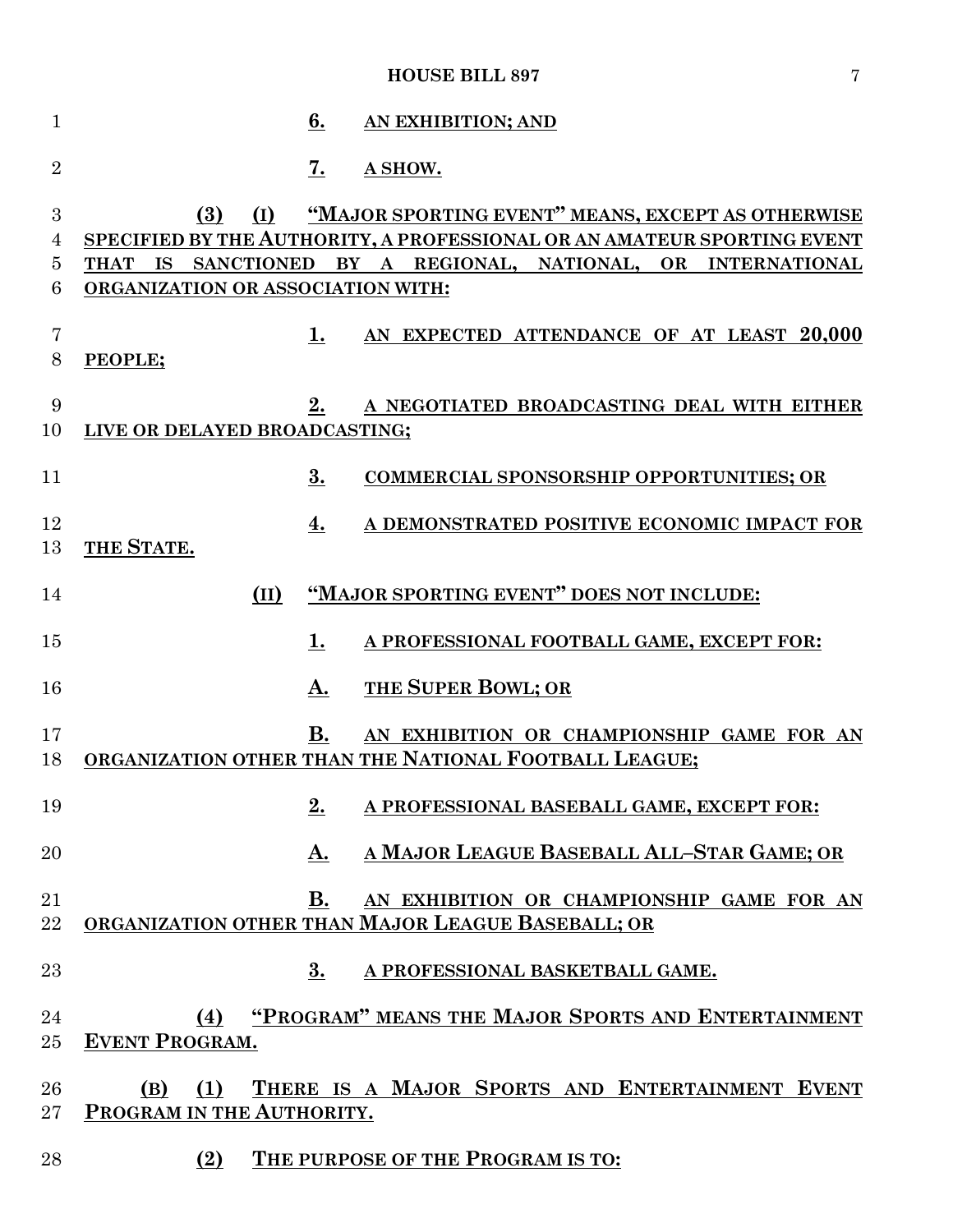6. AN EXHIBITION; AND

7. A SHOW.

(3) (I) "MAJOR SPORTING EVENT" MEANS, EXCEPT AS OTHERWISE SPECIFIED BY THE AUTHORITY, A PROFESSIONAL OR AN AMATEUR SPORTING EVENT THAT IS SANCTIONED BY A REGIONAL, NATIONAL, OR INTERNATIONAL ORGANIZATION OR ASSOCIATION WITH:

1. AN EXPECTED ATTENDANCE OF AT LEAST 20,000 PEOPLE;

2. A NEGOTIATED BROADCASTING DEAL WITH EITHER LIVE OR DELAYED BROADCASTING;

3. COMMERCIAL SPONSORSHIP OPPORTUNITIES; OR

4. A DEMONSTRATED POSITIVE ECONOMIC IMPACT FOR THE STATE.

(II) "MAJOR SPORTING EVENT" DOES NOT INCLUDE:

1. A PROFESSIONAL FOOTBALL GAME, EXCEPT FOR:

A. THE SUPER BOWL; OR

B. AN EXHIBITION OR CHAMPIONSHIP GAME FOR AN ORGANIZATION OTHER THAN THE NATIONAL FOOTBALL LEAGUE;

2. A PROFESSIONAL BASEBALL GAME, EXCEPT FOR:

A. A MAJOR LEAGUE BASEBALL ALL–STAR GAME; OR

B. AN EXHIBITION OR CHAMPIONSHIP GAME FOR AN ORGANIZATION OTHER THAN MAJOR LEAGUE BASEBALL; OR

3. A PROFESSIONAL BASKETBALL GAME.

(4) "PROGRAM" MEANS THE MAJOR SPORTS AND ENTERTAINMENT EVENT PROGRAM.

(B) (1) THERE IS A MAJOR SPORTS AND ENTERTAINMENT EVENT PROGRAM IN THE AUTHORITY.

(2) THE PURPOSE OF THE PROGRAM IS TO: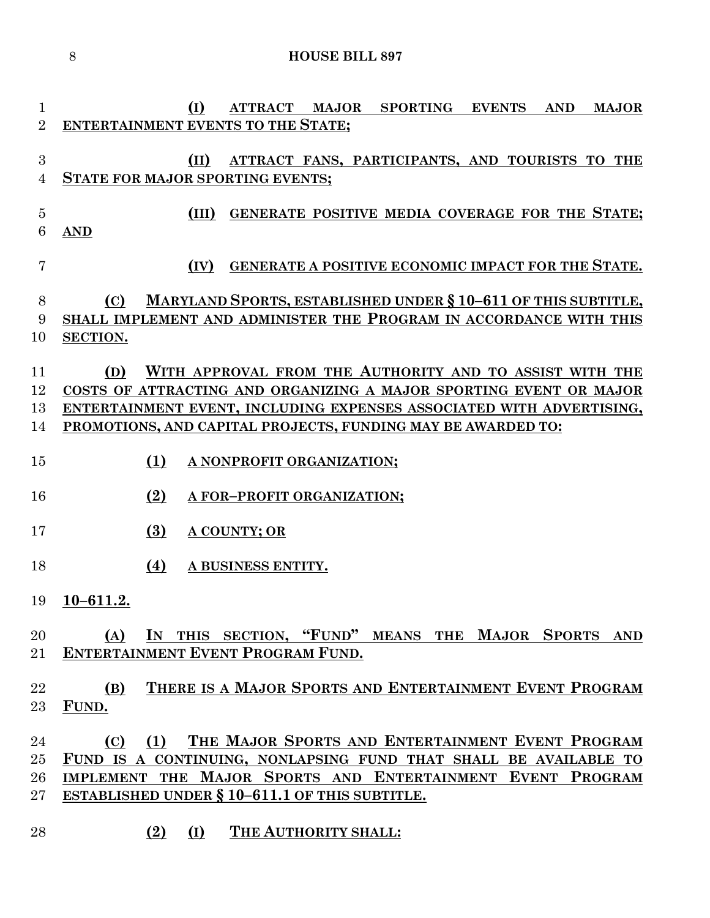(I) ATTRACT MAJOR SPORTING EVENTS AND MAJOR ENTERTAINMENT EVENTS TO THE STATE;

(II) ATTRACT FANS, PARTICIPANTS, AND TOURISTS TO THE STATE FOR MAJOR SPORTING EVENTS;

(III) GENERATE POSITIVE MEDIA COVERAGE FOR THE STATE; AND

(IV) GENERATE A POSITIVE ECONOMIC IMPACT FOR THE STATE.

(C) MARYLAND SPORTS, ESTABLISHED UNDER § 10–611 OF THIS SUBTITLE, SHALL IMPLEMENT AND ADMINISTER THE PROGRAM IN ACCORDANCE WITH THIS SECTION.

(D) WITH APPROVAL FROM THE AUTHORITY AND TO ASSIST WITH THE COSTS OF ATTRACTING AND ORGANIZING A MAJOR SPORTING EVENT OR MAJOR ENTERTAINMENT EVENT, INCLUDING EXPENSES ASSOCIATED WITH ADVERTISING, PROMOTIONS, AND CAPITAL PROJECTS, FUNDING MAY BE AWARDED TO:

(1) A NONPROFIT ORGANIZATION;

(2) A FOR–PROFIT ORGANIZATION;

(3) A COUNTY; OR

(4) A BUSINESS ENTITY.

**10–611.2.**

(A) IN THIS SECTION, "FUND" MEANS THE MAJOR SPORTS AND ENTERTAINMENT EVENT PROGRAM FUND.

(B) THERE IS A MAJOR SPORTS AND ENTERTAINMENT EVENT PROGRAM FUND.

(C) (1) THE MAJOR SPORTS AND ENTERTAINMENT EVENT PROGRAM FUND IS A CONTINUING, NONLAPSING FUND THAT SHALL BE AVAILABLE TO IMPLEMENT THE MAJOR SPORTS AND ENTERTAINMENT EVENT PROGRAM ESTABLISHED UNDER § 10–611.1 OF THIS SUBTITLE.

(2) (I) THE AUTHORITY SHALL: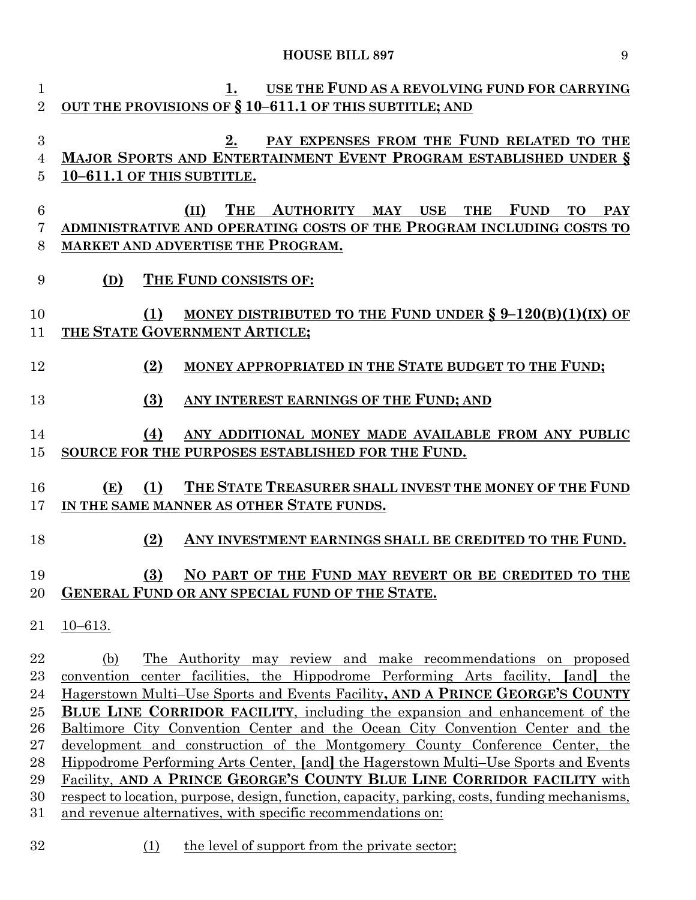1. USE THE FUND AS A REVOLVING FUND FOR CARRYING OUT THE PROVISIONS OF § 10–611.1 OF THIS SUBTITLE; AND

2. PAY EXPENSES FROM THE FUND RELATED TO THE MAJOR SPORTS AND ENTERTAINMENT EVENT PROGRAM ESTABLISHED UNDER § 10–611.1 OF THIS SUBTITLE.

(II) THE AUTHORITY MAY USE THE FUND TO PAY ADMINISTRATIVE AND OPERATING COSTS OF THE PROGRAM INCLUDING COSTS TO MARKET AND ADVERTISE THE PROGRAM.

(D) THE FUND CONSISTS OF:

(1) MONEY DISTRIBUTED TO THE FUND UNDER § 9–120(B)(1)(IX) OF THE STATE GOVERNMENT ARTICLE;

(2) MONEY APPROPRIATED IN THE STATE BUDGET TO THE FUND;

(3) ANY INTEREST EARNINGS OF THE FUND; AND

(4) ANY ADDITIONAL MONEY MADE AVAILABLE FROM ANY PUBLIC SOURCE FOR THE PURPOSES ESTABLISHED FOR THE FUND.

(E) (1) THE STATE TREASURER SHALL INVEST THE MONEY OF THE FUND IN THE SAME MANNER AS OTHER STATE FUNDS.

(2) ANY INVESTMENT EARNINGS SHALL BE CREDITED TO THE FUND.

(3) NO PART OF THE FUND MAY REVERT OR BE CREDITED TO THE GENERAL FUND OR ANY SPECIAL FUND OF THE STATE.

10–613.

(b) The Authority may review and make recommendations on proposed convention center facilities, the Hippodrome Performing Arts facility, [and] the Hagerstown Multi–Use Sports and Events Facility, **AND A PRINCE GEORGE'S COUNTY BLUE LINE CORRIDOR FACILITY**, including the expansion and enhancement of the Baltimore City Convention Center and the Ocean City Convention Center and the development and construction of the Montgomery County Conference Center, the Hippodrome Performing Arts Center, [and] the Hagerstown Multi–Use Sports and Events Facility, **AND A PRINCE GEORGE'S COUNTY BLUE LINE CORRIDOR FACILITY** with respect to location, purpose, design, function, capacity, parking, costs, funding mechanisms, and revenue alternatives, with specific recommendations on:

(1) the level of support from the private sector;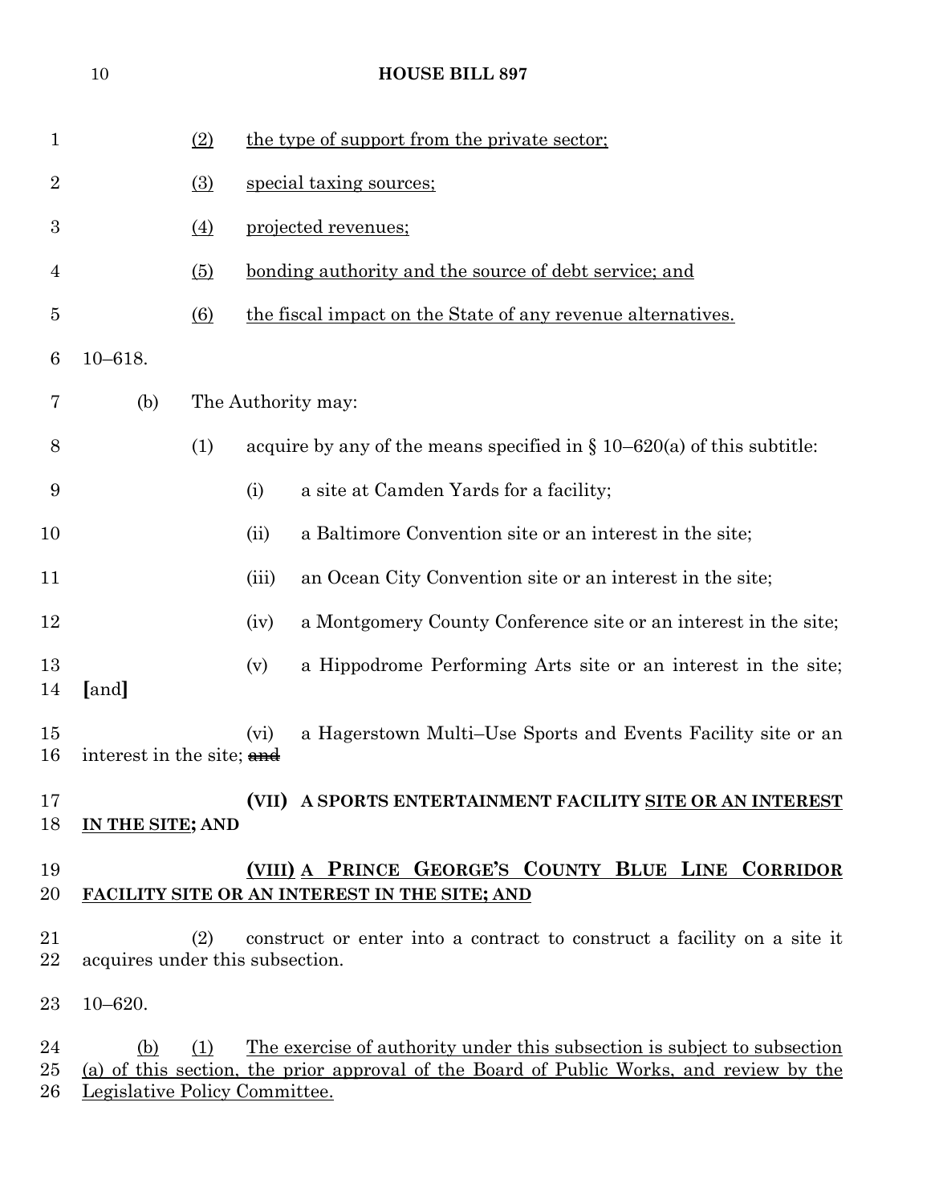(2) the type of support from the private sector;

(3) special taxing sources;

(4) projected revenues;

(5) bonding authority and the source of debt service; and

(6) the fiscal impact on the State of any revenue alternatives.

10–618.

(b) The Authority may:

(1) acquire by any of the means specified in § 10–620(a) of this subtitle:

(i) a site at Camden Yards for a facility;

(ii) a Baltimore Convention site or an interest in the site;

(iii) an Ocean City Convention site or an interest in the site;

(iv) a Montgomery County Conference site or an interest in the site;

(v) a Hippodrome Performing Arts site or an interest in the site; [and]

(vi) a Hagerstown Multi–Use Sports and Events Facility site or an interest in the site; ~~and~~

**(VII) A SPORTS ENTERTAINMENT FACILITY SITE OR AN INTEREST IN THE SITE; AND**

**(VIII) A PRINCE GEORGE'S COUNTY BLUE LINE CORRIDOR FACILITY SITE OR AN INTEREST IN THE SITE; AND**

(2) construct or enter into a contract to construct a facility on a site it acquires under this subsection.

10–620.

(b) (1) The exercise of authority under this subsection is subject to subsection (a) of this section, the prior approval of the Board of Public Works, and review by the Legislative Policy Committee.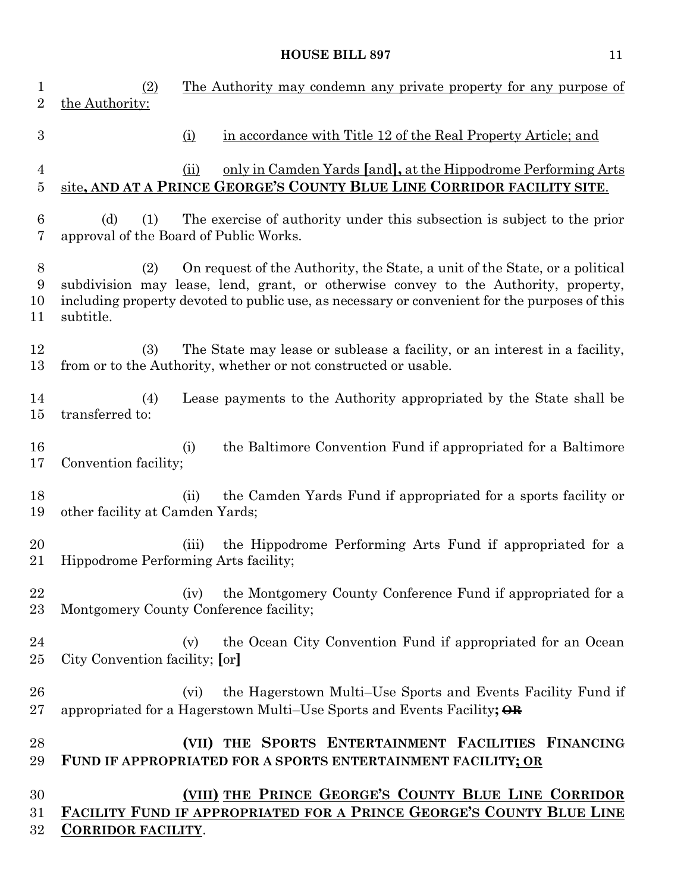(2) The Authority may condemn any private property for any purpose of the Authority:

(i) in accordance with Title 12 of the Real Property Article; and

(ii) only in Camden Yards [and], at the Hippodrome Performing Arts site**, AND AT A PRINCE GEORGE'S COUNTY BLUE LINE CORRIDOR FACILITY SITE**.

(d) (1) The exercise of authority under this subsection is subject to the prior approval of the Board of Public Works.

(2) On request of the Authority, the State, a unit of the State, or a political subdivision may lease, lend, grant, or otherwise convey to the Authority, property, including property devoted to public use, as necessary or convenient for the purposes of this subtitle.

(3) The State may lease or sublease a facility, or an interest in a facility, from or to the Authority, whether or not constructed or usable.

(4) Lease payments to the Authority appropriated by the State shall be transferred to:

(i) the Baltimore Convention Fund if appropriated for a Baltimore Convention facility;

(ii) the Camden Yards Fund if appropriated for a sports facility or other facility at Camden Yards;

(iii) the Hippodrome Performing Arts Fund if appropriated for a Hippodrome Performing Arts facility;

(iv) the Montgomery County Conference Fund if appropriated for a Montgomery County Conference facility;

(v) the Ocean City Convention Fund if appropriated for an Ocean City Convention facility; [or]

(vi) the Hagerstown Multi–Use Sports and Events Facility Fund if appropriated for a Hagerstown Multi–Use Sports and Events Facility**;** ~~**OR**~~

**(VII) THE SPORTS ENTERTAINMENT FACILITIES FINANCING FUND IF APPROPRIATED FOR A SPORTS ENTERTAINMENT FACILITY; OR**

**(VIII) THE PRINCE GEORGE'S COUNTY BLUE LINE CORRIDOR FACILITY FUND IF APPROPRIATED FOR A PRINCE GEORGE'S COUNTY BLUE LINE CORRIDOR FACILITY**.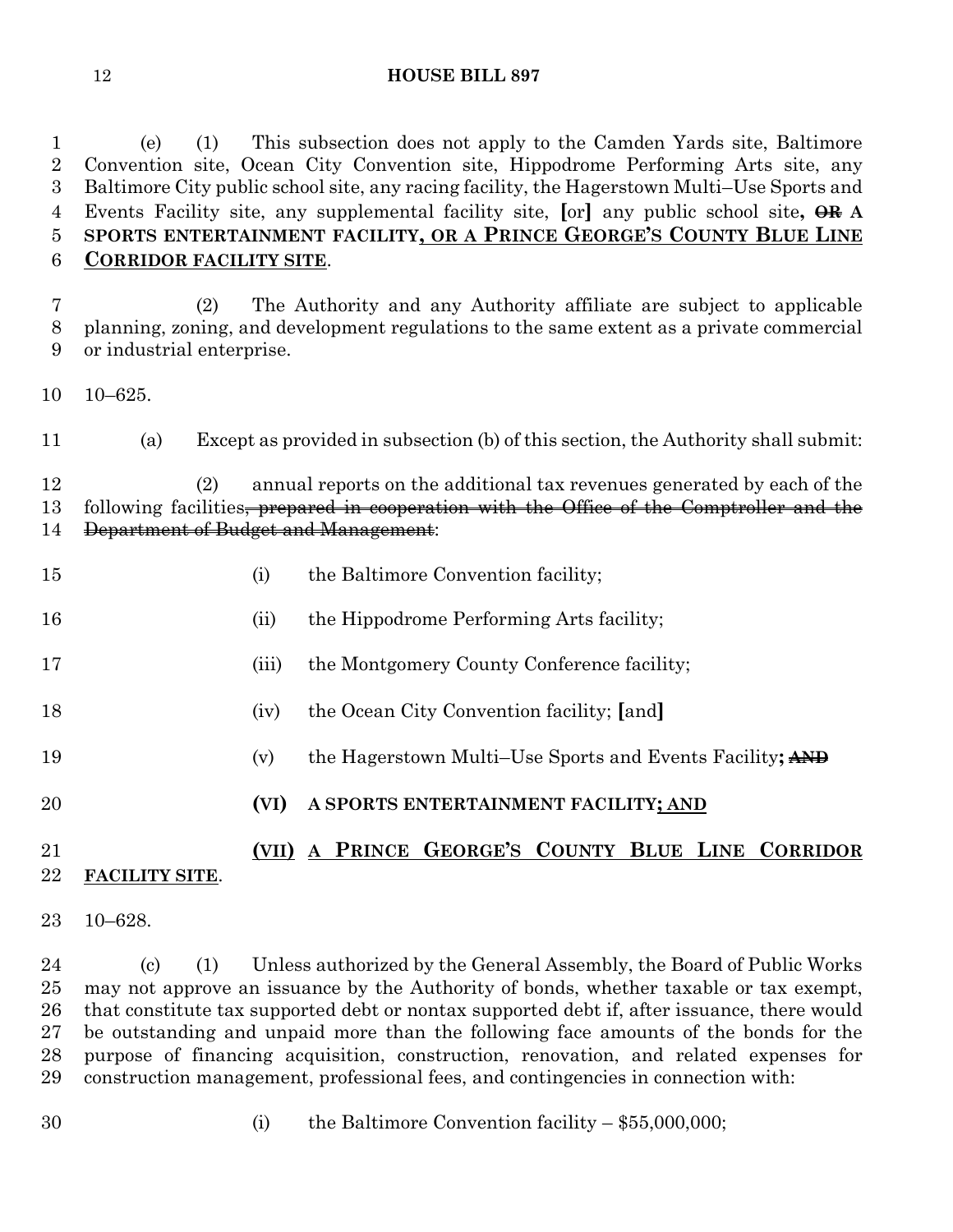(e) (1) This subsection does not apply to the Camden Yards site, Baltimore Convention site, Ocean City Convention site, Hippodrome Performing Arts site, any Baltimore City public school site, any racing facility, the Hagerstown Multi–Use Sports and Events Facility site, any supplemental facility site, [or] any public school site**,** ~~**OR**~~ **A SPORTS ENTERTAINMENT FACILITY**<u>**, OR A PRINCE GEORGE'S COUNTY BLUE LINE CORRIDOR FACILITY SITE**</u>.

(2) The Authority and any Authority affiliate are subject to applicable planning, zoning, and development regulations to the same extent as a private commercial or industrial enterprise.

10–625.

(a) Except as provided in subsection (b) of this section, the Authority shall submit:

(2) annual reports on the additional tax revenues generated by each of the following facilities~~, prepared in cooperation with the Office of the Comptroller and the Department of Budget and Management~~:

(i) the Baltimore Convention facility;

(ii) the Hippodrome Performing Arts facility;

(iii) the Montgomery County Conference facility;

(iv) the Ocean City Convention facility; [and]

(v) the Hagerstown Multi–Use Sports and Events Facility**;** ~~**AND**~~

**(VI) A SPORTS ENTERTAINMENT FACILITY**<u>**; AND**</u>

<u>**(VII) A PRINCE GEORGE'S COUNTY BLUE LINE CORRIDOR FACILITY SITE**</u>.

10–628.

(c) (1) Unless authorized by the General Assembly, the Board of Public Works may not approve an issuance by the Authority of bonds, whether taxable or tax exempt, that constitute tax supported debt or nontax supported debt if, after issuance, there would be outstanding and unpaid more than the following face amounts of the bonds for the purpose of financing acquisition, construction, renovation, and related expenses for construction management, professional fees, and contingencies in connection with:

(i) the Baltimore Convention facility – $55,000,000;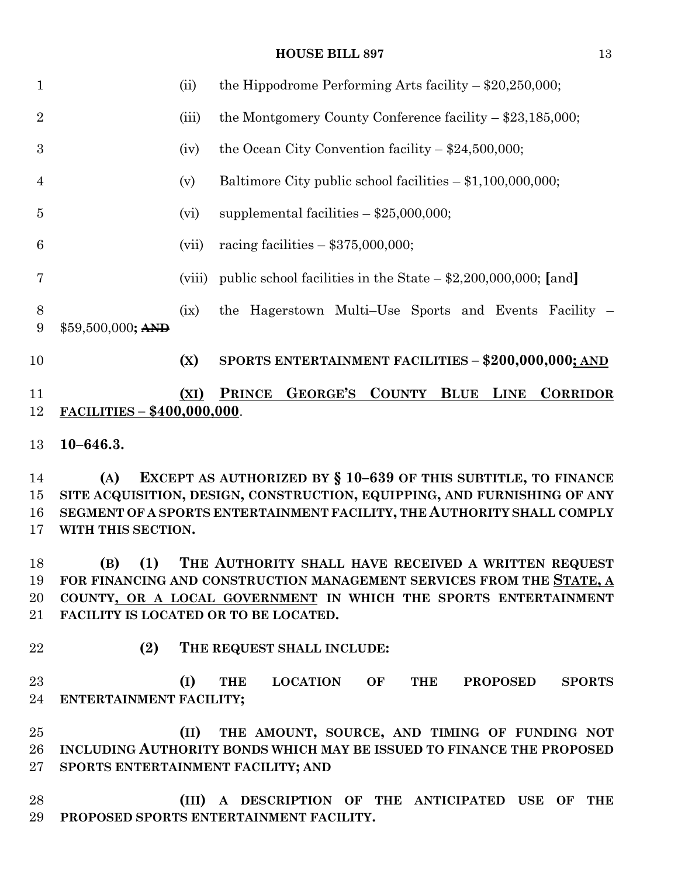(ii) the Hippodrome Performing Arts facility – $20,250,000;

(iii) the Montgomery County Conference facility – $23,185,000;

(iv) the Ocean City Convention facility – $24,500,000;

(v) Baltimore City public school facilities – $1,100,000,000;

(vi) supplemental facilities – $25,000,000;

(vii) racing facilities – $375,000,000;

(viii) public school facilities in the State – $2,200,000,000; [and]

(ix) the Hagerstown Multi–Use Sports and Events Facility – $59,500,000**; ~~AND~~**

**(X) SPORTS ENTERTAINMENT FACILITIES – $200,000,000**<u>; AND</u>

<u>(XI) PRINCE GEORGE'S COUNTY BLUE LINE CORRIDOR FACILITIES – $400,000,000</u>.

**10–646.3.**

**(A) EXCEPT AS AUTHORIZED BY § 10–639 OF THIS SUBTITLE, TO FINANCE SITE ACQUISITION, DESIGN, CONSTRUCTION, EQUIPPING, AND FURNISHING OF ANY SEGMENT OF A SPORTS ENTERTAINMENT FACILITY, THE AUTHORITY SHALL COMPLY WITH THIS SECTION.**

**(B) (1) THE AUTHORITY SHALL HAVE RECEIVED A WRITTEN REQUEST FOR FINANCING AND CONSTRUCTION MANAGEMENT SERVICES FROM THE <u>STATE, A</u> COUNTY<u>, OR A LOCAL GOVERNMENT</u> IN WHICH THE SPORTS ENTERTAINMENT FACILITY IS LOCATED OR TO BE LOCATED.**

**(2) THE REQUEST SHALL INCLUDE:**

**(I) THE LOCATION OF THE PROPOSED SPORTS ENTERTAINMENT FACILITY;**

**(II) THE AMOUNT, SOURCE, AND TIMING OF FUNDING NOT INCLUDING AUTHORITY BONDS WHICH MAY BE ISSUED TO FINANCE THE PROPOSED SPORTS ENTERTAINMENT FACILITY; AND**

**(III) A DESCRIPTION OF THE ANTICIPATED USE OF THE PROPOSED SPORTS ENTERTAINMENT FACILITY.**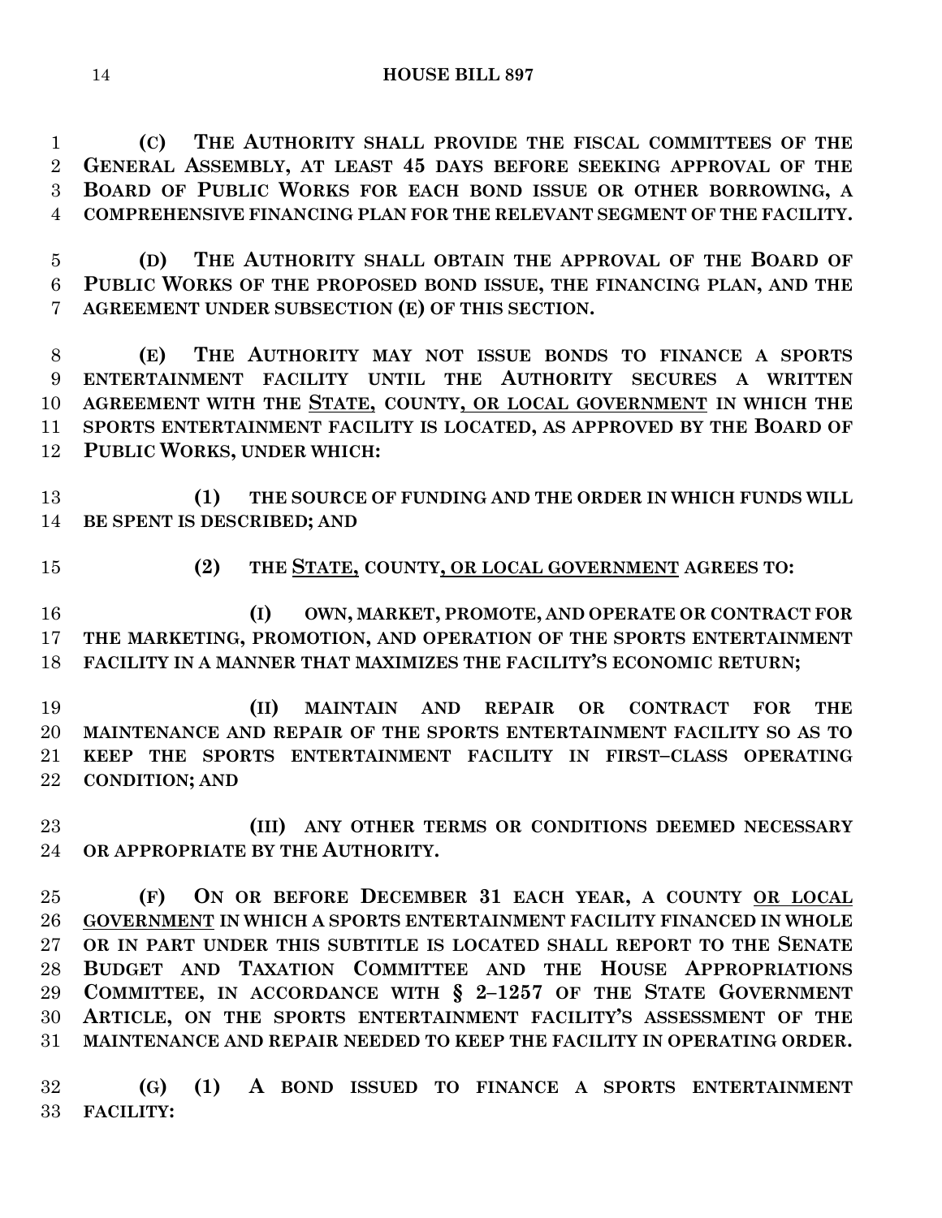**(C) THE AUTHORITY SHALL PROVIDE THE FISCAL COMMITTEES OF THE GENERAL ASSEMBLY, AT LEAST 45 DAYS BEFORE SEEKING APPROVAL OF THE BOARD OF PUBLIC WORKS FOR EACH BOND ISSUE OR OTHER BORROWING, A COMPREHENSIVE FINANCING PLAN FOR THE RELEVANT SEGMENT OF THE FACILITY.**

**(D) THE AUTHORITY SHALL OBTAIN THE APPROVAL OF THE BOARD OF PUBLIC WORKS OF THE PROPOSED BOND ISSUE, THE FINANCING PLAN, AND THE AGREEMENT UNDER SUBSECTION (E) OF THIS SECTION.**

**(E) THE AUTHORITY MAY NOT ISSUE BONDS TO FINANCE A SPORTS ENTERTAINMENT FACILITY UNTIL THE AUTHORITY SECURES A WRITTEN AGREEMENT WITH THE <u>STATE,</u> COUNTY<u>, OR LOCAL GOVERNMENT</u> IN WHICH THE SPORTS ENTERTAINMENT FACILITY IS LOCATED, AS APPROVED BY THE BOARD OF PUBLIC WORKS, UNDER WHICH:**

**(1) THE SOURCE OF FUNDING AND THE ORDER IN WHICH FUNDS WILL BE SPENT IS DESCRIBED; AND**

**(2) THE <u>STATE,</u> COUNTY<u>, OR LOCAL GOVERNMENT</u> AGREES TO:**

**(I) OWN, MARKET, PROMOTE, AND OPERATE OR CONTRACT FOR THE MARKETING, PROMOTION, AND OPERATION OF THE SPORTS ENTERTAINMENT FACILITY IN A MANNER THAT MAXIMIZES THE FACILITY'S ECONOMIC RETURN;**

**(II) MAINTAIN AND REPAIR OR CONTRACT FOR THE MAINTENANCE AND REPAIR OF THE SPORTS ENTERTAINMENT FACILITY SO AS TO KEEP THE SPORTS ENTERTAINMENT FACILITY IN FIRST–CLASS OPERATING CONDITION; AND**

**(III) ANY OTHER TERMS OR CONDITIONS DEEMED NECESSARY OR APPROPRIATE BY THE AUTHORITY.**

**(F) ON OR BEFORE DECEMBER 31 EACH YEAR, A COUNTY <u>OR LOCAL GOVERNMENT</u> IN WHICH A SPORTS ENTERTAINMENT FACILITY FINANCED IN WHOLE OR IN PART UNDER THIS SUBTITLE IS LOCATED SHALL REPORT TO THE SENATE BUDGET AND TAXATION COMMITTEE AND THE HOUSE APPROPRIATIONS COMMITTEE, IN ACCORDANCE WITH § 2–1257 OF THE STATE GOVERNMENT ARTICLE, ON THE SPORTS ENTERTAINMENT FACILITY'S ASSESSMENT OF THE MAINTENANCE AND REPAIR NEEDED TO KEEP THE FACILITY IN OPERATING ORDER.**

**(G) (1) A BOND ISSUED TO FINANCE A SPORTS ENTERTAINMENT FACILITY:**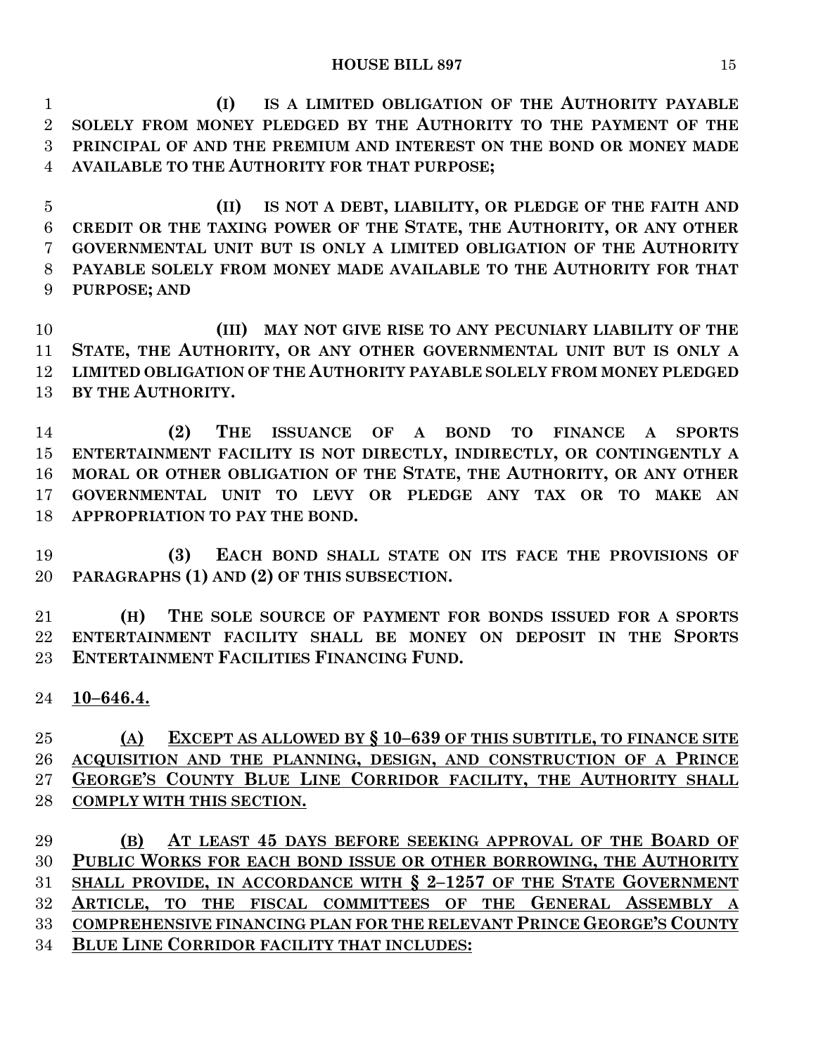**(I) IS A LIMITED OBLIGATION OF THE AUTHORITY PAYABLE SOLELY FROM MONEY PLEDGED BY THE AUTHORITY TO THE PAYMENT OF THE PRINCIPAL OF AND THE PREMIUM AND INTEREST ON THE BOND OR MONEY MADE AVAILABLE TO THE AUTHORITY FOR THAT PURPOSE;**

**(II) IS NOT A DEBT, LIABILITY, OR PLEDGE OF THE FAITH AND CREDIT OR THE TAXING POWER OF THE STATE, THE AUTHORITY, OR ANY OTHER GOVERNMENTAL UNIT BUT IS ONLY A LIMITED OBLIGATION OF THE AUTHORITY PAYABLE SOLELY FROM MONEY MADE AVAILABLE TO THE AUTHORITY FOR THAT PURPOSE; AND**

**(III) MAY NOT GIVE RISE TO ANY PECUNIARY LIABILITY OF THE STATE, THE AUTHORITY, OR ANY OTHER GOVERNMENTAL UNIT BUT IS ONLY A LIMITED OBLIGATION OF THE AUTHORITY PAYABLE SOLELY FROM MONEY PLEDGED BY THE AUTHORITY.**

**(2) THE ISSUANCE OF A BOND TO FINANCE A SPORTS ENTERTAINMENT FACILITY IS NOT DIRECTLY, INDIRECTLY, OR CONTINGENTLY A MORAL OR OTHER OBLIGATION OF THE STATE, THE AUTHORITY, OR ANY OTHER GOVERNMENTAL UNIT TO LEVY OR PLEDGE ANY TAX OR TO MAKE AN APPROPRIATION TO PAY THE BOND.**

**(3) EACH BOND SHALL STATE ON ITS FACE THE PROVISIONS OF PARAGRAPHS (1) AND (2) OF THIS SUBSECTION.**

**(H) THE SOLE SOURCE OF PAYMENT FOR BONDS ISSUED FOR A SPORTS ENTERTAINMENT FACILITY SHALL BE MONEY ON DEPOSIT IN THE SPORTS ENTERTAINMENT FACILITIES FINANCING FUND.**

<u>**10–646.4.**</u>

<u>**(A) EXCEPT AS ALLOWED BY § 10–639 OF THIS SUBTITLE, TO FINANCE SITE ACQUISITION AND THE PLANNING, DESIGN, AND CONSTRUCTION OF A PRINCE GEORGE'S COUNTY BLUE LINE CORRIDOR FACILITY, THE AUTHORITY SHALL COMPLY WITH THIS SECTION.**</u>

<u>**(B) AT LEAST 45 DAYS BEFORE SEEKING APPROVAL OF THE BOARD OF PUBLIC WORKS FOR EACH BOND ISSUE OR OTHER BORROWING, THE AUTHORITY SHALL PROVIDE, IN ACCORDANCE WITH § 2–1257 OF THE STATE GOVERNMENT ARTICLE, TO THE FISCAL COMMITTEES OF THE GENERAL ASSEMBLY A COMPREHENSIVE FINANCING PLAN FOR THE RELEVANT PRINCE GEORGE'S COUNTY BLUE LINE CORRIDOR FACILITY THAT INCLUDES:**</u>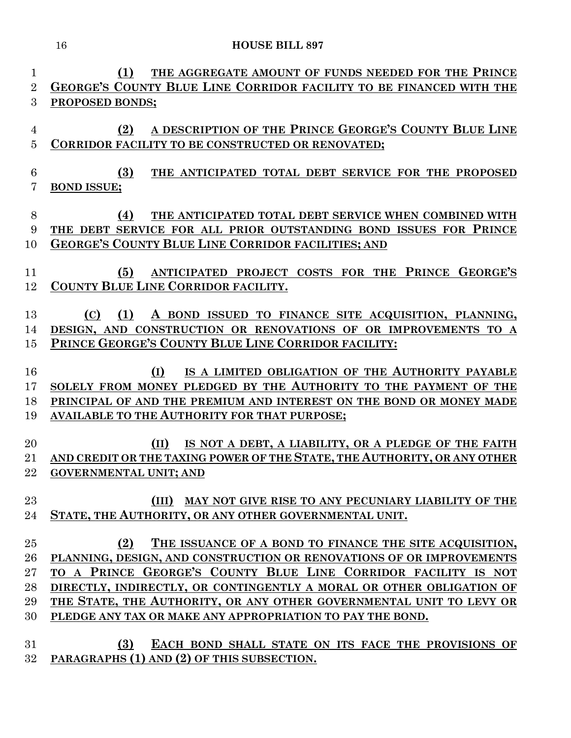(1) THE AGGREGATE AMOUNT OF FUNDS NEEDED FOR THE PRINCE GEORGE'S COUNTY BLUE LINE CORRIDOR FACILITY TO BE FINANCED WITH THE PROPOSED BONDS;

(2) A DESCRIPTION OF THE PRINCE GEORGE'S COUNTY BLUE LINE CORRIDOR FACILITY TO BE CONSTRUCTED OR RENOVATED;

(3) THE ANTICIPATED TOTAL DEBT SERVICE FOR THE PROPOSED BOND ISSUE;

(4) THE ANTICIPATED TOTAL DEBT SERVICE WHEN COMBINED WITH THE DEBT SERVICE FOR ALL PRIOR OUTSTANDING BOND ISSUES FOR PRINCE GEORGE'S COUNTY BLUE LINE CORRIDOR FACILITIES; AND

(5) ANTICIPATED PROJECT COSTS FOR THE PRINCE GEORGE'S COUNTY BLUE LINE CORRIDOR FACILITY.

(C) (1) A BOND ISSUED TO FINANCE SITE ACQUISITION, PLANNING, DESIGN, AND CONSTRUCTION OR RENOVATIONS OF OR IMPROVEMENTS TO A PRINCE GEORGE'S COUNTY BLUE LINE CORRIDOR FACILITY:

(I) IS A LIMITED OBLIGATION OF THE AUTHORITY PAYABLE SOLELY FROM MONEY PLEDGED BY THE AUTHORITY TO THE PAYMENT OF THE PRINCIPAL OF AND THE PREMIUM AND INTEREST ON THE BOND OR MONEY MADE AVAILABLE TO THE AUTHORITY FOR THAT PURPOSE;

(II) IS NOT A DEBT, A LIABILITY, OR A PLEDGE OF THE FAITH AND CREDIT OR THE TAXING POWER OF THE STATE, THE AUTHORITY, OR ANY OTHER GOVERNMENTAL UNIT; AND

(III) MAY NOT GIVE RISE TO ANY PECUNIARY LIABILITY OF THE STATE, THE AUTHORITY, OR ANY OTHER GOVERNMENTAL UNIT.

(2) THE ISSUANCE OF A BOND TO FINANCE THE SITE ACQUISITION, PLANNING, DESIGN, AND CONSTRUCTION OR RENOVATIONS OF OR IMPROVEMENTS TO A PRINCE GEORGE'S COUNTY BLUE LINE CORRIDOR FACILITY IS NOT DIRECTLY, INDIRECTLY, OR CONTINGENTLY A MORAL OR OTHER OBLIGATION OF THE STATE, THE AUTHORITY, OR ANY OTHER GOVERNMENTAL UNIT TO LEVY OR PLEDGE ANY TAX OR MAKE ANY APPROPRIATION TO PAY THE BOND.

(3) EACH BOND SHALL STATE ON ITS FACE THE PROVISIONS OF PARAGRAPHS (1) AND (2) OF THIS SUBSECTION.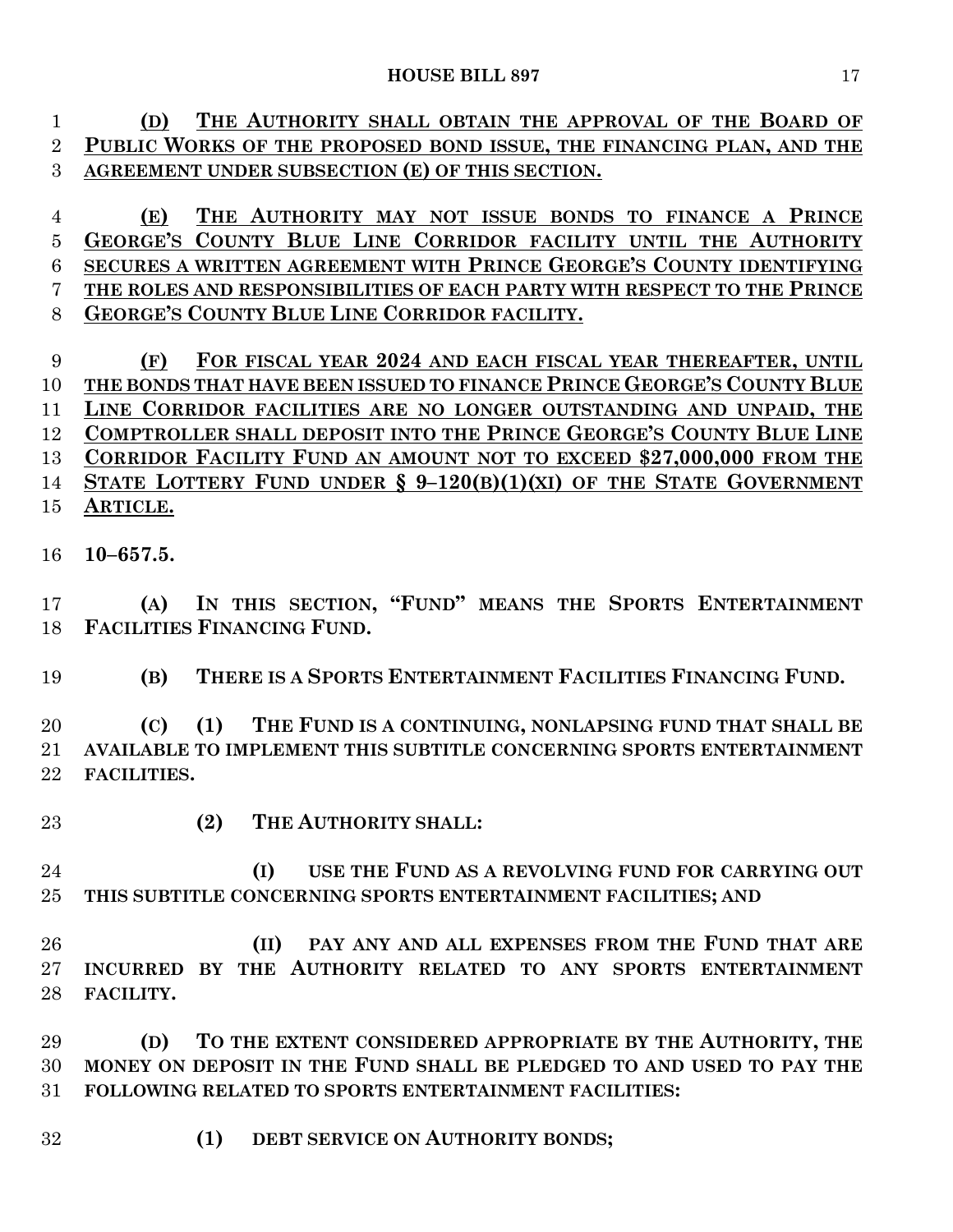(D) THE AUTHORITY SHALL OBTAIN THE APPROVAL OF THE BOARD OF PUBLIC WORKS OF THE PROPOSED BOND ISSUE, THE FINANCING PLAN, AND THE AGREEMENT UNDER SUBSECTION (E) OF THIS SECTION.

(E) THE AUTHORITY MAY NOT ISSUE BONDS TO FINANCE A PRINCE GEORGE'S COUNTY BLUE LINE CORRIDOR FACILITY UNTIL THE AUTHORITY SECURES A WRITTEN AGREEMENT WITH PRINCE GEORGE'S COUNTY IDENTIFYING THE ROLES AND RESPONSIBILITIES OF EACH PARTY WITH RESPECT TO THE PRINCE GEORGE'S COUNTY BLUE LINE CORRIDOR FACILITY.

(F) FOR FISCAL YEAR 2024 AND EACH FISCAL YEAR THEREAFTER, UNTIL THE BONDS THAT HAVE BEEN ISSUED TO FINANCE PRINCE GEORGE'S COUNTY BLUE LINE CORRIDOR FACILITIES ARE NO LONGER OUTSTANDING AND UNPAID, THE COMPTROLLER SHALL DEPOSIT INTO THE PRINCE GEORGE'S COUNTY BLUE LINE CORRIDOR FACILITY FUND AN AMOUNT NOT TO EXCEED $27,000,000 FROM THE STATE LOTTERY FUND UNDER § 9–120(B)(1)(XI) OF THE STATE GOVERNMENT ARTICLE.

**10–657.5.**

**(A) IN THIS SECTION, "FUND" MEANS THE SPORTS ENTERTAINMENT FACILITIES FINANCING FUND.**

**(B) THERE IS A SPORTS ENTERTAINMENT FACILITIES FINANCING FUND.**

**(C) (1) THE FUND IS A CONTINUING, NONLAPSING FUND THAT SHALL BE AVAILABLE TO IMPLEMENT THIS SUBTITLE CONCERNING SPORTS ENTERTAINMENT FACILITIES.**

**(2) THE AUTHORITY SHALL:**

**(I) USE THE FUND AS A REVOLVING FUND FOR CARRYING OUT THIS SUBTITLE CONCERNING SPORTS ENTERTAINMENT FACILITIES; AND**

**(II) PAY ANY AND ALL EXPENSES FROM THE FUND THAT ARE INCURRED BY THE AUTHORITY RELATED TO ANY SPORTS ENTERTAINMENT FACILITY.**

**(D) TO THE EXTENT CONSIDERED APPROPRIATE BY THE AUTHORITY, THE MONEY ON DEPOSIT IN THE FUND SHALL BE PLEDGED TO AND USED TO PAY THE FOLLOWING RELATED TO SPORTS ENTERTAINMENT FACILITIES:**

**(1) DEBT SERVICE ON AUTHORITY BONDS;**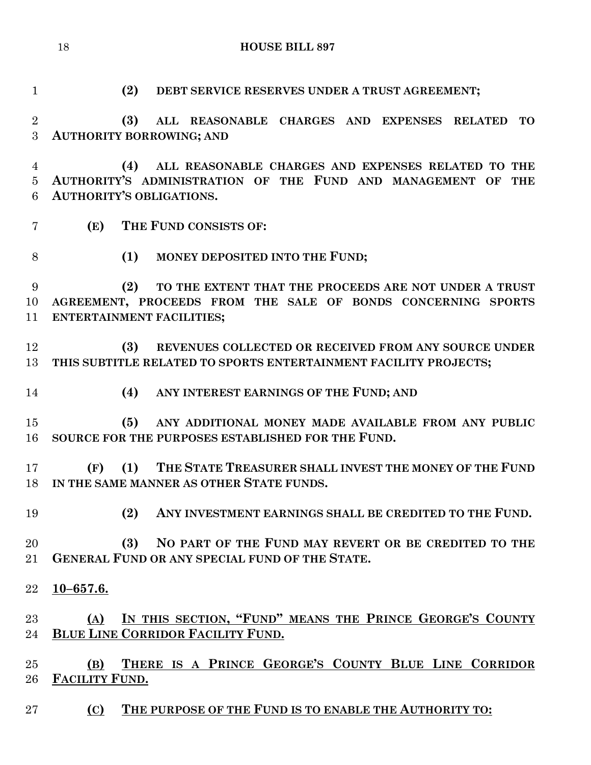**(2) DEBT SERVICE RESERVES UNDER A TRUST AGREEMENT;**

**(3) ALL REASONABLE CHARGES AND EXPENSES RELATED TO AUTHORITY BORROWING; AND**

**(4) ALL REASONABLE CHARGES AND EXPENSES RELATED TO THE AUTHORITY'S ADMINISTRATION OF THE FUND AND MANAGEMENT OF THE AUTHORITY'S OBLIGATIONS.**

**(E) THE FUND CONSISTS OF:**

**(1) MONEY DEPOSITED INTO THE FUND;**

**(2) TO THE EXTENT THAT THE PROCEEDS ARE NOT UNDER A TRUST AGREEMENT, PROCEEDS FROM THE SALE OF BONDS CONCERNING SPORTS ENTERTAINMENT FACILITIES;**

**(3) REVENUES COLLECTED OR RECEIVED FROM ANY SOURCE UNDER THIS SUBTITLE RELATED TO SPORTS ENTERTAINMENT FACILITY PROJECTS;**

**(4) ANY INTEREST EARNINGS OF THE FUND; AND**

**(5) ANY ADDITIONAL MONEY MADE AVAILABLE FROM ANY PUBLIC SOURCE FOR THE PURPOSES ESTABLISHED FOR THE FUND.**

**(F) (1) THE STATE TREASURER SHALL INVEST THE MONEY OF THE FUND IN THE SAME MANNER AS OTHER STATE FUNDS.**

**(2) ANY INVESTMENT EARNINGS SHALL BE CREDITED TO THE FUND.**

**(3) NO PART OF THE FUND MAY REVERT OR BE CREDITED TO THE GENERAL FUND OR ANY SPECIAL FUND OF THE STATE.**

**10–657.6.**

**(A) IN THIS SECTION, "FUND" MEANS THE PRINCE GEORGE'S COUNTY BLUE LINE CORRIDOR FACILITY FUND.**

**(B) THERE IS A PRINCE GEORGE'S COUNTY BLUE LINE CORRIDOR FACILITY FUND.**

**(C) THE PURPOSE OF THE FUND IS TO ENABLE THE AUTHORITY TO:**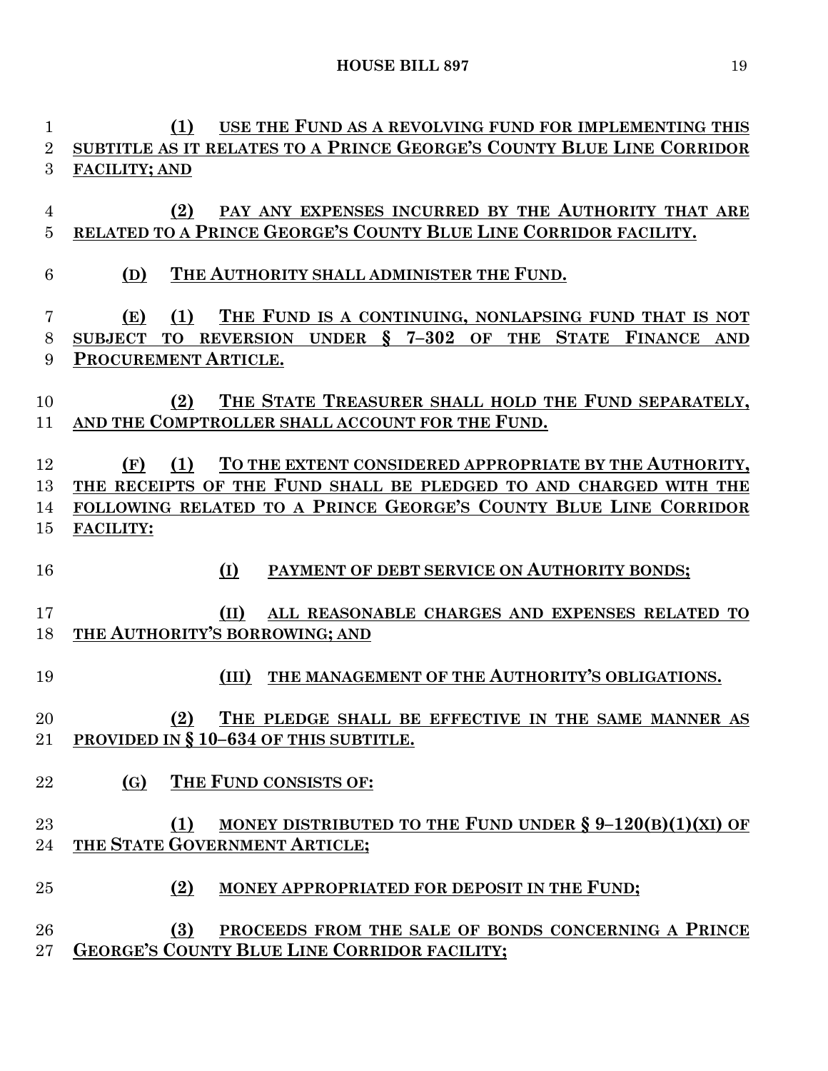**(1) USE THE FUND AS A REVOLVING FUND FOR IMPLEMENTING THIS SUBTITLE AS IT RELATES TO A PRINCE GEORGE'S COUNTY BLUE LINE CORRIDOR FACILITY; AND**

**(2) PAY ANY EXPENSES INCURRED BY THE AUTHORITY THAT ARE RELATED TO A PRINCE GEORGE'S COUNTY BLUE LINE CORRIDOR FACILITY.**

**(D) THE AUTHORITY SHALL ADMINISTER THE FUND.**

**(E) (1) THE FUND IS A CONTINUING, NONLAPSING FUND THAT IS NOT SUBJECT TO REVERSION UNDER § 7–302 OF THE STATE FINANCE AND PROCUREMENT ARTICLE.**

**(2) THE STATE TREASURER SHALL HOLD THE FUND SEPARATELY, AND THE COMPTROLLER SHALL ACCOUNT FOR THE FUND.**

**(F) (1) TO THE EXTENT CONSIDERED APPROPRIATE BY THE AUTHORITY, THE RECEIPTS OF THE FUND SHALL BE PLEDGED TO AND CHARGED WITH THE FOLLOWING RELATED TO A PRINCE GEORGE'S COUNTY BLUE LINE CORRIDOR FACILITY:**

**(I) PAYMENT OF DEBT SERVICE ON AUTHORITY BONDS;**

**(II) ALL REASONABLE CHARGES AND EXPENSES RELATED TO THE AUTHORITY'S BORROWING; AND**

**(III) THE MANAGEMENT OF THE AUTHORITY'S OBLIGATIONS.**

**(2) THE PLEDGE SHALL BE EFFECTIVE IN THE SAME MANNER AS PROVIDED IN § 10–634 OF THIS SUBTITLE.**

**(G) THE FUND CONSISTS OF:**

**(1) MONEY DISTRIBUTED TO THE FUND UNDER § 9–120(B)(1)(XI) OF THE STATE GOVERNMENT ARTICLE;**

**(2) MONEY APPROPRIATED FOR DEPOSIT IN THE FUND;**

**(3) PROCEEDS FROM THE SALE OF BONDS CONCERNING A PRINCE GEORGE'S COUNTY BLUE LINE CORRIDOR FACILITY;**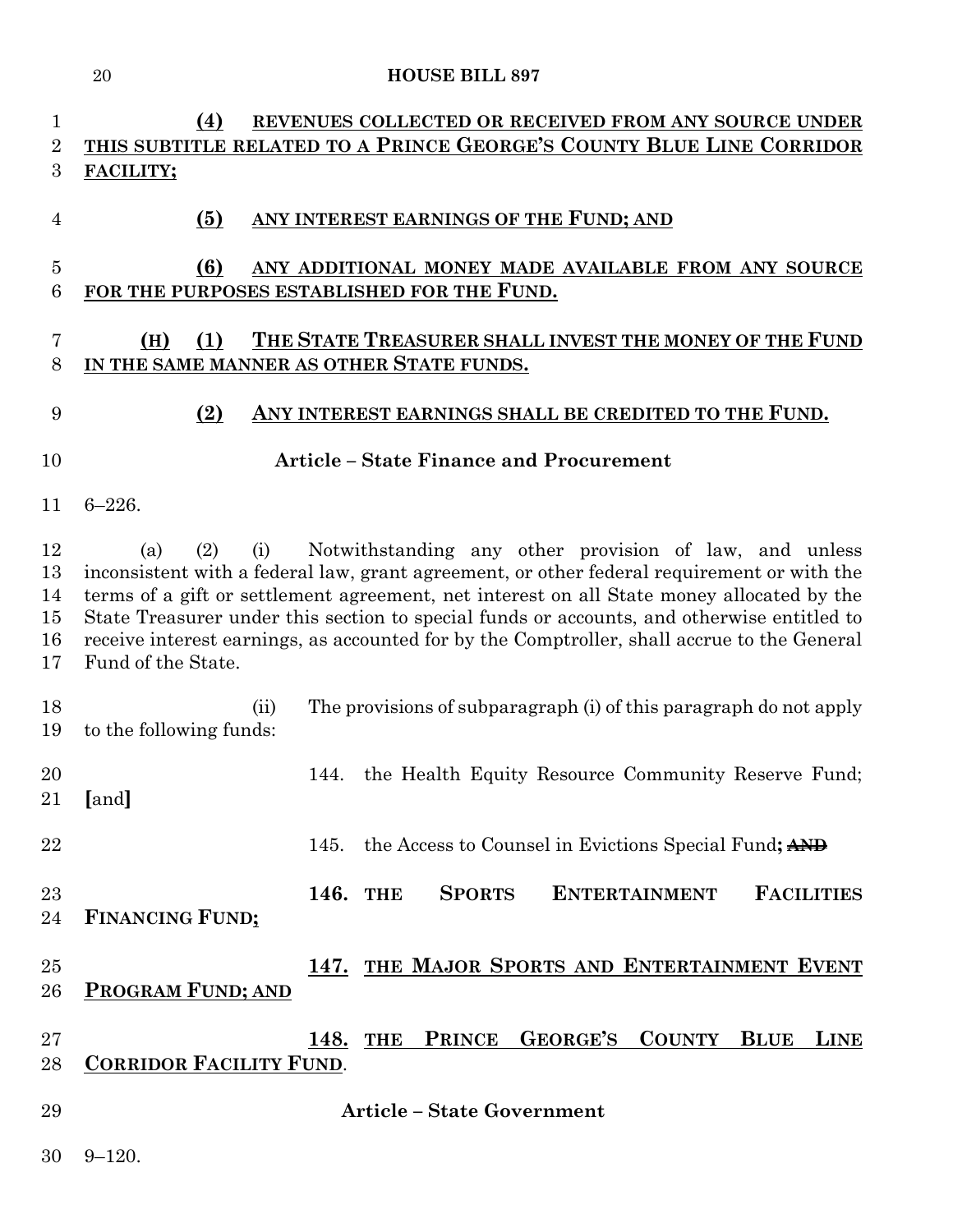(4) REVENUES COLLECTED OR RECEIVED FROM ANY SOURCE UNDER THIS SUBTITLE RELATED TO A PRINCE GEORGE'S COUNTY BLUE LINE CORRIDOR FACILITY;

(5) ANY INTEREST EARNINGS OF THE FUND; AND

(6) ANY ADDITIONAL MONEY MADE AVAILABLE FROM ANY SOURCE FOR THE PURPOSES ESTABLISHED FOR THE FUND.

(H) (1) THE STATE TREASURER SHALL INVEST THE MONEY OF THE FUND IN THE SAME MANNER AS OTHER STATE FUNDS.

(2) ANY INTEREST EARNINGS SHALL BE CREDITED TO THE FUND.

**Article – State Finance and Procurement**

6–226.

(a) (2) (i) Notwithstanding any other provision of law, and unless inconsistent with a federal law, grant agreement, or other federal requirement or with the terms of a gift or settlement agreement, net interest on all State money allocated by the State Treasurer under this section to special funds or accounts, and otherwise entitled to receive interest earnings, as accounted for by the Comptroller, shall accrue to the General Fund of the State.

(ii) The provisions of subparagraph (i) of this paragraph do not apply to the following funds:

144. the Health Equity Resource Community Reserve Fund; [and]

145. the Access to Counsel in Evictions Special Fund; ~~AND~~

146. THE SPORTS ENTERTAINMENT FACILITIES FINANCING FUND;

147. THE MAJOR SPORTS AND ENTERTAINMENT EVENT PROGRAM FUND; AND

148. THE PRINCE GEORGE'S COUNTY BLUE LINE CORRIDOR FACILITY FUND.

**Article – State Government**

9–120.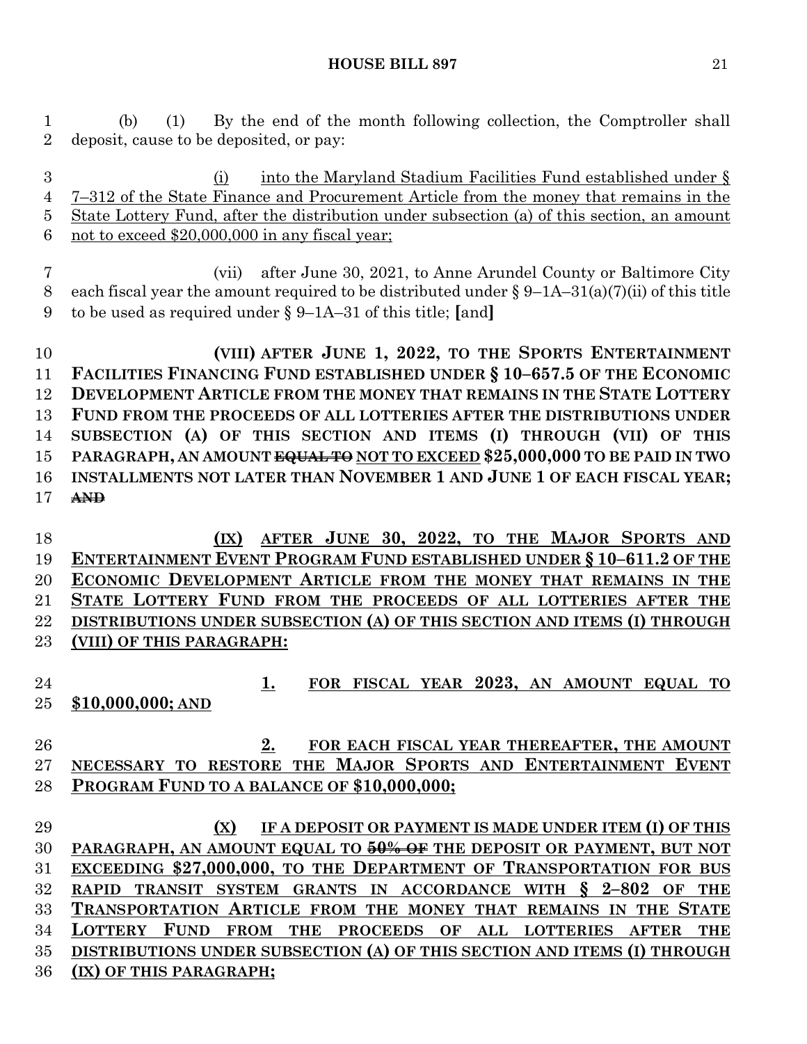(b) (1) By the end of the month following collection, the Comptroller shall deposit, cause to be deposited, or pay:

(i) into the Maryland Stadium Facilities Fund established under § 7–312 of the State Finance and Procurement Article from the money that remains in the State Lottery Fund, after the distribution under subsection (a) of this section, an amount not to exceed $20,000,000 in any fiscal year;

(vii) after June 30, 2021, to Anne Arundel County or Baltimore City each fiscal year the amount required to be distributed under § 9–1A–31(a)(7)(ii) of this title to be used as required under § 9–1A–31 of this title; [and]

**(VIII) AFTER JUNE 1, 2022, TO THE SPORTS ENTERTAINMENT FACILITIES FINANCING FUND ESTABLISHED UNDER § 10–657.5 OF THE ECONOMIC DEVELOPMENT ARTICLE FROM THE MONEY THAT REMAINS IN THE STATE LOTTERY FUND FROM THE PROCEEDS OF ALL LOTTERIES AFTER THE DISTRIBUTIONS UNDER SUBSECTION (A) OF THIS SECTION AND ITEMS (I) THROUGH (VII) OF THIS PARAGRAPH, AN AMOUNT ~~EQUAL TO~~ NOT TO EXCEED $25,000,000 TO BE PAID IN TWO INSTALLMENTS NOT LATER THAN NOVEMBER 1 AND JUNE 1 OF EACH FISCAL YEAR; ~~AND~~**

**(IX) AFTER JUNE 30, 2022, TO THE MAJOR SPORTS AND ENTERTAINMENT EVENT PROGRAM FUND ESTABLISHED UNDER § 10–611.2 OF THE ECONOMIC DEVELOPMENT ARTICLE FROM THE MONEY THAT REMAINS IN THE STATE LOTTERY FUND FROM THE PROCEEDS OF ALL LOTTERIES AFTER THE DISTRIBUTIONS UNDER SUBSECTION (A) OF THIS SECTION AND ITEMS (I) THROUGH (VIII) OF THIS PARAGRAPH:**

**1. FOR FISCAL YEAR 2023, AN AMOUNT EQUAL TO $10,000,000; AND**

**2. FOR EACH FISCAL YEAR THEREAFTER, THE AMOUNT NECESSARY TO RESTORE THE MAJOR SPORTS AND ENTERTAINMENT EVENT PROGRAM FUND TO A BALANCE OF $10,000,000;**

**(X) IF A DEPOSIT OR PAYMENT IS MADE UNDER ITEM (I) OF THIS PARAGRAPH, AN AMOUNT EQUAL TO ~~50% OF~~ THE DEPOSIT OR PAYMENT, BUT NOT EXCEEDING $27,000,000, TO THE DEPARTMENT OF TRANSPORTATION FOR BUS RAPID TRANSIT SYSTEM GRANTS IN ACCORDANCE WITH § 2–802 OF THE TRANSPORTATION ARTICLE FROM THE MONEY THAT REMAINS IN THE STATE LOTTERY FUND FROM THE PROCEEDS OF ALL LOTTERIES AFTER THE DISTRIBUTIONS UNDER SUBSECTION (A) OF THIS SECTION AND ITEMS (I) THROUGH (IX) OF THIS PARAGRAPH;**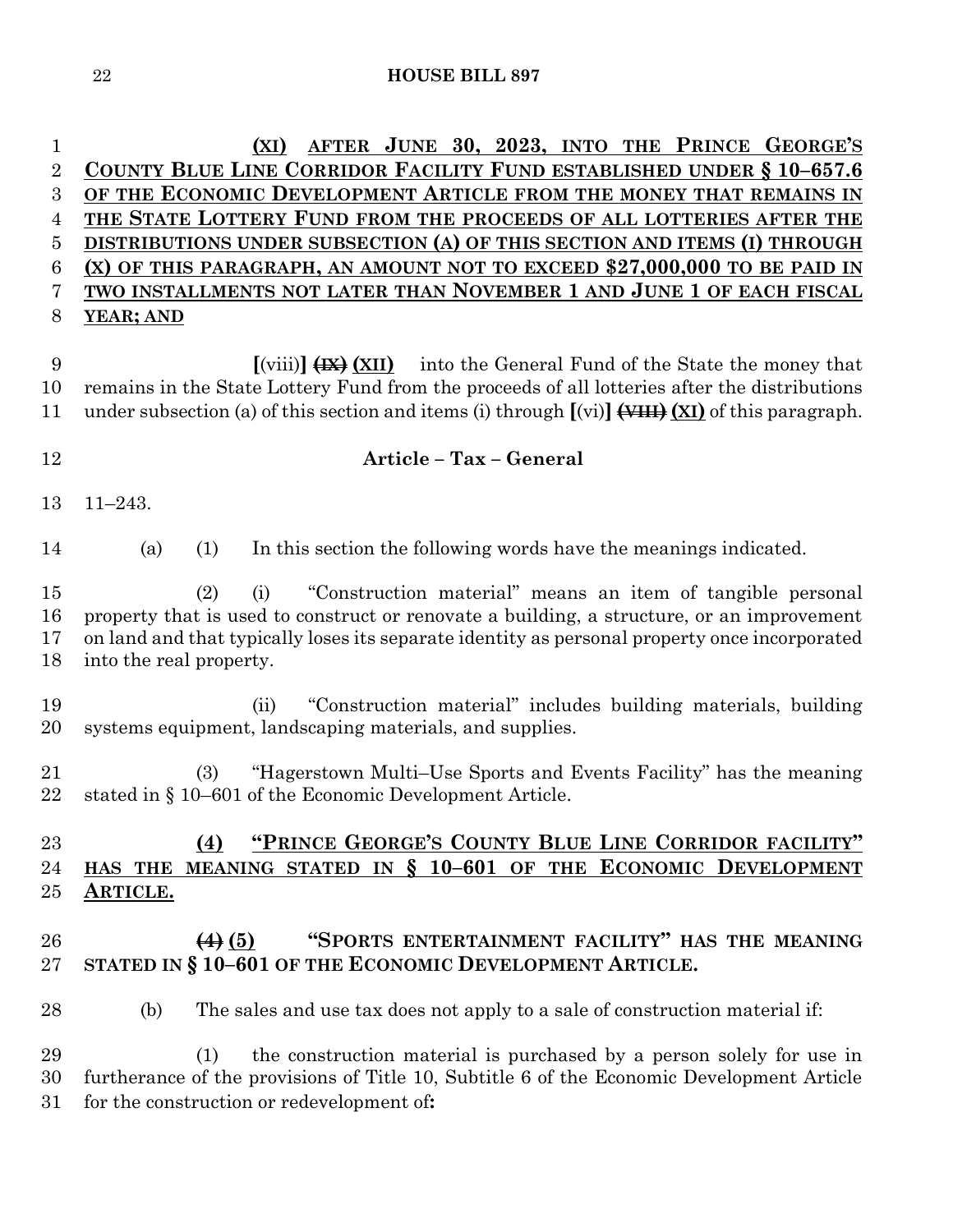**(XI) AFTER JUNE 30, 2023, INTO THE PRINCE GEORGE'S COUNTY BLUE LINE CORRIDOR FACILITY FUND ESTABLISHED UNDER § 10–657.6 OF THE ECONOMIC DEVELOPMENT ARTICLE FROM THE MONEY THAT REMAINS IN THE STATE LOTTERY FUND FROM THE PROCEEDS OF ALL LOTTERIES AFTER THE DISTRIBUTIONS UNDER SUBSECTION (A) OF THIS SECTION AND ITEMS (I) THROUGH (X) OF THIS PARAGRAPH, AN AMOUNT NOT TO EXCEED $27,000,000 TO BE PAID IN TWO INSTALLMENTS NOT LATER THAN NOVEMBER 1 AND JUNE 1 OF EACH FISCAL YEAR; AND**

[(viii)] ~~(IX)~~ **(XII)** into the General Fund of the State the money that remains in the State Lottery Fund from the proceeds of all lotteries after the distributions under subsection (a) of this section and items (i) through [(vi)] ~~(VIII)~~ **(XI)** of this paragraph.

## Article – Tax – General

11–243.

(a) (1) In this section the following words have the meanings indicated.

(2) (i) "Construction material" means an item of tangible personal property that is used to construct or renovate a building, a structure, or an improvement on land and that typically loses its separate identity as personal property once incorporated into the real property.

(ii) "Construction material" includes building materials, building systems equipment, landscaping materials, and supplies.

(3) "Hagerstown Multi–Use Sports and Events Facility" has the meaning stated in § 10–601 of the Economic Development Article.

**(4) "PRINCE GEORGE'S COUNTY BLUE LINE CORRIDOR FACILITY" HAS THE MEANING STATED IN § 10–601 OF THE ECONOMIC DEVELOPMENT ARTICLE.**

~~(4)~~ **(5) "SPORTS ENTERTAINMENT FACILITY" HAS THE MEANING STATED IN § 10–601 OF THE ECONOMIC DEVELOPMENT ARTICLE.**

(b) The sales and use tax does not apply to a sale of construction material if:

(1) the construction material is purchased by a person solely for use in furtherance of the provisions of Title 10, Subtitle 6 of the Economic Development Article for the construction or redevelopment of**:**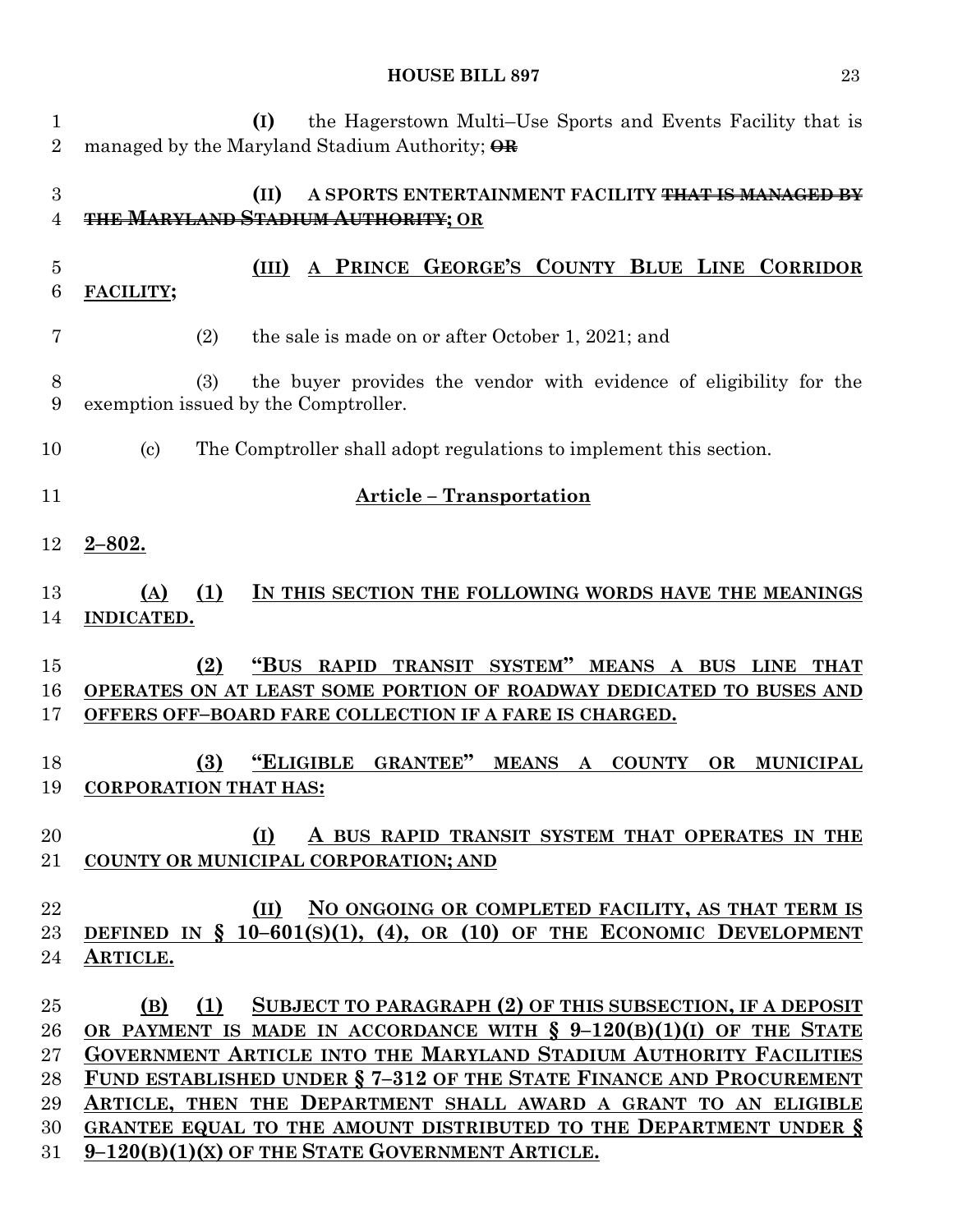(I) the Hagerstown Multi–Use Sports and Events Facility that is managed by the Maryland Stadium Authority; ~~OR~~

**(II) A SPORTS ENTERTAINMENT FACILITY ~~THAT IS MANAGED BY THE MARYLAND STADIUM AUTHORITY~~; OR**

**(III) A PRINCE GEORGE'S COUNTY BLUE LINE CORRIDOR FACILITY;**

(2) the sale is made on or after October 1, 2021; and

(3) the buyer provides the vendor with evidence of eligibility for the exemption issued by the Comptroller.

(c) The Comptroller shall adopt regulations to implement this section.

**Article – Transportation**

**2–802.**

**(A) (1) IN THIS SECTION THE FOLLOWING WORDS HAVE THE MEANINGS INDICATED.**

**(2) "BUS RAPID TRANSIT SYSTEM" MEANS A BUS LINE THAT OPERATES ON AT LEAST SOME PORTION OF ROADWAY DEDICATED TO BUSES AND OFFERS OFF–BOARD FARE COLLECTION IF A FARE IS CHARGED.**

**(3) "ELIGIBLE GRANTEE" MEANS A COUNTY OR MUNICIPAL CORPORATION THAT HAS:**

**(I) A BUS RAPID TRANSIT SYSTEM THAT OPERATES IN THE COUNTY OR MUNICIPAL CORPORATION; AND**

**(II) NO ONGOING OR COMPLETED FACILITY, AS THAT TERM IS DEFINED IN § 10–601(S)(1), (4), OR (10) OF THE ECONOMIC DEVELOPMENT ARTICLE.**

**(B) (1) SUBJECT TO PARAGRAPH (2) OF THIS SUBSECTION, IF A DEPOSIT OR PAYMENT IS MADE IN ACCORDANCE WITH § 9–120(B)(1)(I) OF THE STATE GOVERNMENT ARTICLE INTO THE MARYLAND STADIUM AUTHORITY FACILITIES FUND ESTABLISHED UNDER § 7–312 OF THE STATE FINANCE AND PROCUREMENT ARTICLE, THEN THE DEPARTMENT SHALL AWARD A GRANT TO AN ELIGIBLE GRANTEE EQUAL TO THE AMOUNT DISTRIBUTED TO THE DEPARTMENT UNDER § 9–120(B)(1)(X) OF THE STATE GOVERNMENT ARTICLE.**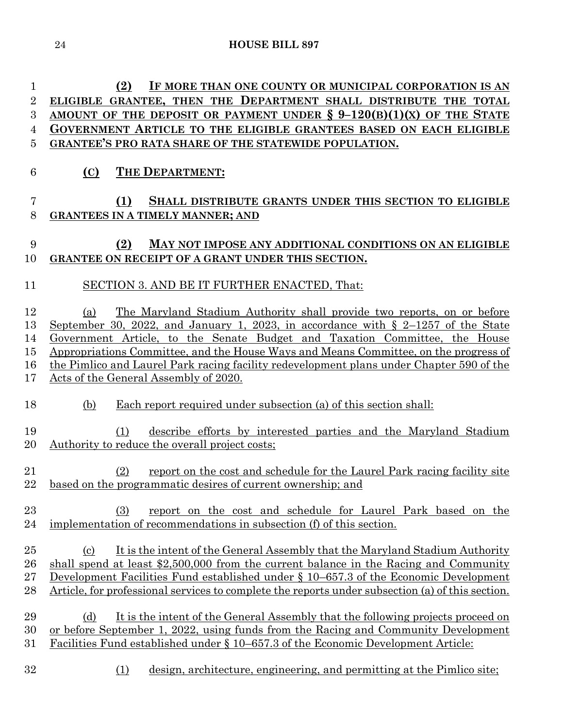**(2) IF MORE THAN ONE COUNTY OR MUNICIPAL CORPORATION IS AN ELIGIBLE GRANTEE, THEN THE DEPARTMENT SHALL DISTRIBUTE THE TOTAL AMOUNT OF THE DEPOSIT OR PAYMENT UNDER § 9–120(B)(1)(X) OF THE STATE GOVERNMENT ARTICLE TO THE ELIGIBLE GRANTEES BASED ON EACH ELIGIBLE GRANTEE'S PRO RATA SHARE OF THE STATEWIDE POPULATION.**

**(C) THE DEPARTMENT:**

**(1) SHALL DISTRIBUTE GRANTS UNDER THIS SECTION TO ELIGIBLE GRANTEES IN A TIMELY MANNER; AND**

**(2) MAY NOT IMPOSE ANY ADDITIONAL CONDITIONS ON AN ELIGIBLE GRANTEE ON RECEIPT OF A GRANT UNDER THIS SECTION.**

SECTION 3. AND BE IT FURTHER ENACTED, That:

(a) The Maryland Stadium Authority shall provide two reports, on or before September 30, 2022, and January 1, 2023, in accordance with § 2–1257 of the State Government Article, to the Senate Budget and Taxation Committee, the House Appropriations Committee, and the House Ways and Means Committee, on the progress of the Pimlico and Laurel Park racing facility redevelopment plans under Chapter 590 of the Acts of the General Assembly of 2020.

(b) Each report required under subsection (a) of this section shall:

(1) describe efforts by interested parties and the Maryland Stadium Authority to reduce the overall project costs;

(2) report on the cost and schedule for the Laurel Park racing facility site based on the programmatic desires of current ownership; and

(3) report on the cost and schedule for Laurel Park based on the implementation of recommendations in subsection (f) of this section.

(c) It is the intent of the General Assembly that the Maryland Stadium Authority shall spend at least $2,500,000 from the current balance in the Racing and Community Development Facilities Fund established under § 10–657.3 of the Economic Development Article, for professional services to complete the reports under subsection (a) of this section.

(d) It is the intent of the General Assembly that the following projects proceed on or before September 1, 2022, using funds from the Racing and Community Development Facilities Fund established under § 10–657.3 of the Economic Development Article:

(1) design, architecture, engineering, and permitting at the Pimlico site;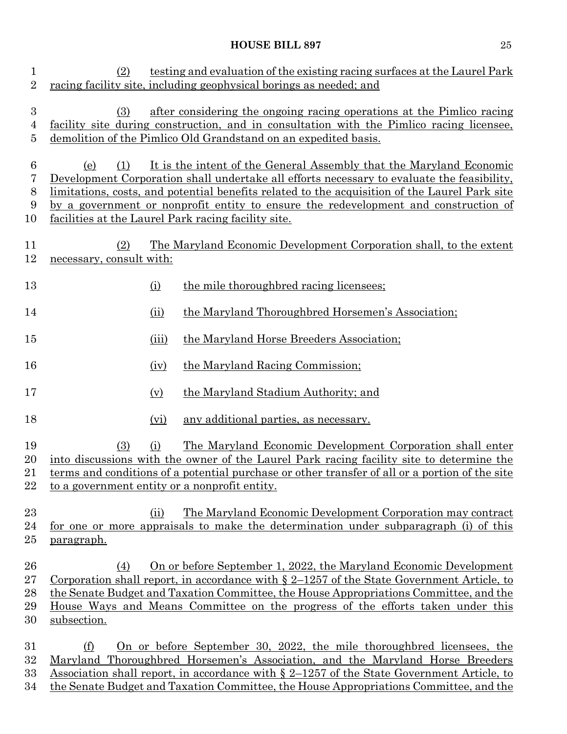(2) testing and evaluation of the existing racing surfaces at the Laurel Park racing facility site, including geophysical borings as needed; and

(3) after considering the ongoing racing operations at the Pimlico racing facility site during construction, and in consultation with the Pimlico racing licensee, demolition of the Pimlico Old Grandstand on an expedited basis.

(e) (1) It is the intent of the General Assembly that the Maryland Economic Development Corporation shall undertake all efforts necessary to evaluate the feasibility, limitations, costs, and potential benefits related to the acquisition of the Laurel Park site by a government or nonprofit entity to ensure the redevelopment and construction of facilities at the Laurel Park racing facility site.

(2) The Maryland Economic Development Corporation shall, to the extent necessary, consult with:

(i) the mile thoroughbred racing licensees;

(ii) the Maryland Thoroughbred Horsemen's Association;

(iii) the Maryland Horse Breeders Association;

(iv) the Maryland Racing Commission;

(v) the Maryland Stadium Authority; and

(vi) any additional parties, as necessary.

(3) (i) The Maryland Economic Development Corporation shall enter into discussions with the owner of the Laurel Park racing facility site to determine the terms and conditions of a potential purchase or other transfer of all or a portion of the site to a government entity or a nonprofit entity.

(ii) The Maryland Economic Development Corporation may contract for one or more appraisals to make the determination under subparagraph (i) of this paragraph.

(4) On or before September 1, 2022, the Maryland Economic Development Corporation shall report, in accordance with § 2–1257 of the State Government Article, to the Senate Budget and Taxation Committee, the House Appropriations Committee, and the House Ways and Means Committee on the progress of the efforts taken under this subsection.

(f) On or before September 30, 2022, the mile thoroughbred licensees, the Maryland Thoroughbred Horsemen's Association, and the Maryland Horse Breeders Association shall report, in accordance with § 2–1257 of the State Government Article, to the Senate Budget and Taxation Committee, the House Appropriations Committee, and the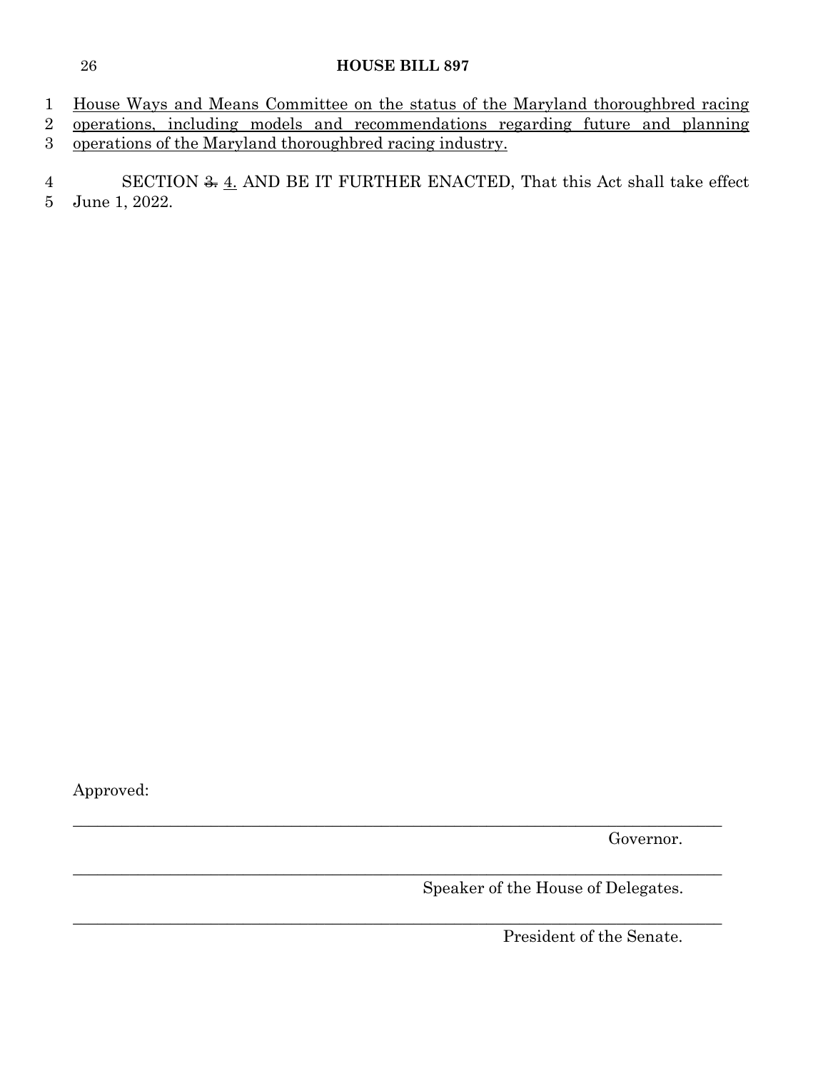House Ways and Means Committee on the status of the Maryland thoroughbred racing operations, including models and recommendations regarding future and planning operations of the Maryland thoroughbred racing industry.

SECTION ~~3.~~ 4. AND BE IT FURTHER ENACTED, That this Act shall take effect June 1, 2022.

Approved:

\_\_\_\_\_\_\_\_\_\_\_\_\_\_\_\_\_\_\_\_\_\_\_\_\_\_\_\_\_\_\_\_\_\_\_\_\_\_\_\_\_\_\_\_\_\_\_\_\_\_\_\_\_\_\_\_\_\_\_\_\_\_\_\_\_\_\_\_\_\_\_\_\_\_\_\_

Governor.

\_\_\_\_\_\_\_\_\_\_\_\_\_\_\_\_\_\_\_\_\_\_\_\_\_\_\_\_\_\_\_\_\_\_\_\_\_\_\_\_\_\_\_\_\_\_\_\_\_\_\_\_\_\_\_\_\_\_\_\_\_\_\_\_\_\_\_\_\_\_\_\_\_\_\_\_

Speaker of the House of Delegates.

\_\_\_\_\_\_\_\_\_\_\_\_\_\_\_\_\_\_\_\_\_\_\_\_\_\_\_\_\_\_\_\_\_\_\_\_\_\_\_\_\_\_\_\_\_\_\_\_\_\_\_\_\_\_\_\_\_\_\_\_\_\_\_\_\_\_\_\_\_\_\_\_\_\_\_\_

President of the Senate.